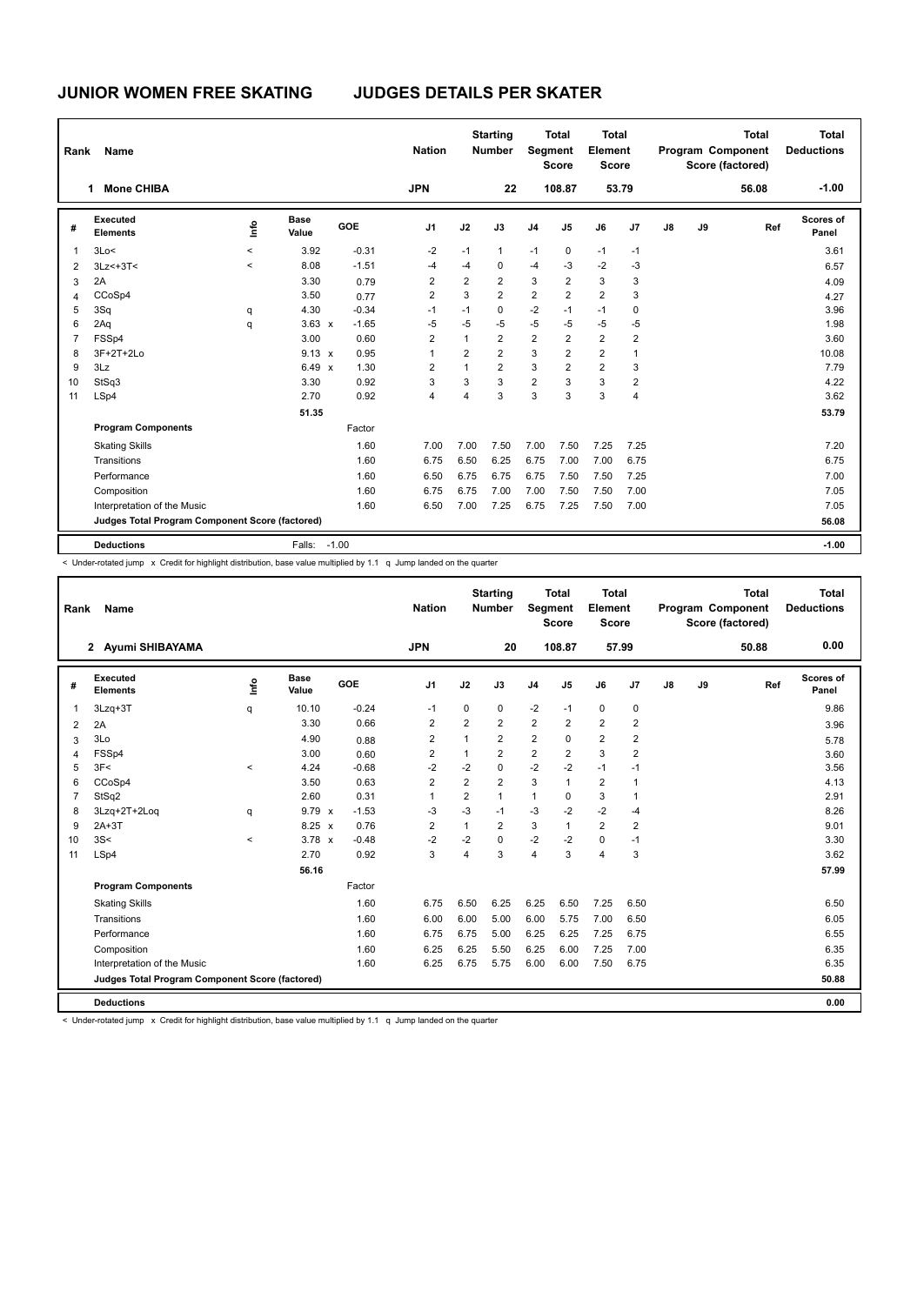# JUNIOR WOMEN FREE SKATING — JUDGES DETAILS PER SKATER

| Rank | Name | Nation | Starting Number | Total Segment Score | Total Element Score | Total Program Component Score (factored) | Total Deductions |
|---|---|---|---|---|---|---|---|
| 1 | Mone CHIBA | JPN | 22 | 108.87 | 53.79 | 56.08 | -1.00 |

| # | Executed Elements | Info | Base Value | | GOE | J1 | J2 | J3 | J4 | J5 | J6 | J7 | J8 | J9 | Ref | Scores of Panel |
|---|---|---|---|---|---|---|---|---|---|---|---|---|---|---|---|---|
| 1 | 3Lo< | < | 3.92 | | -0.31 | -2 | -1 | 1 | -1 | 0 | -1 | -1 | | | | 3.61 |
| 2 | 3Lz<+3T< | < | 8.08 | | -1.51 | -4 | -4 | 0 | -4 | -3 | -2 | -3 | | | | 6.57 |
| 3 | 2A | | 3.30 | | 0.79 | 2 | 2 | 2 | 3 | 2 | 3 | 3 | | | | 4.09 |
| 4 | CCoSp4 | | 3.50 | | 0.77 | 2 | 3 | 2 | 2 | 2 | 2 | 3 | | | | 4.27 |
| 5 | 3Sq | q | 4.30 | | -0.34 | -1 | -1 | 0 | -2 | -1 | -1 | 0 | | | | 3.96 |
| 6 | 2Aq | q | 3.63 | x | -1.65 | -5 | -5 | -5 | -5 | -5 | -5 | -5 | | | | 1.98 |
| 7 | FSSp4 | | 3.00 | | 0.60 | 2 | 1 | 2 | 2 | 2 | 2 | 2 | | | | 3.60 |
| 8 | 3F+2T+2Lo | | 9.13 | x | 0.95 | 1 | 2 | 2 | 3 | 2 | 2 | 1 | | | | 10.08 |
| 9 | 3Lz | | 6.49 | x | 1.30 | 2 | 1 | 2 | 3 | 2 | 2 | 3 | | | | 7.79 |
| 10 | StSq3 | | 3.30 | | 0.92 | 3 | 3 | 3 | 2 | 3 | 3 | 2 | | | | 4.22 |
| 11 | LSp4 | | 2.70 | | 0.92 | 4 | 4 | 3 | 3 | 3 | 3 | 4 | | | | 3.62 |
| | | | 51.35 | | | | | | | | | | | | | 53.79 |
| | **Program Components** | | | | Factor | | | | | | | | | | | |
| | Skating Skills | | | | 1.60 | 7.00 | 7.00 | 7.50 | 7.00 | 7.50 | 7.25 | 7.25 | | | | 7.20 |
| | Transitions | | | | 1.60 | 6.75 | 6.50 | 6.25 | 6.75 | 7.00 | 7.00 | 6.75 | | | | 6.75 |
| | Performance | | | | 1.60 | 6.50 | 6.75 | 6.75 | 6.75 | 7.50 | 7.50 | 7.25 | | | | 7.00 |
| | Composition | | | | 1.60 | 6.75 | 6.75 | 7.00 | 7.00 | 7.50 | 7.50 | 7.00 | | | | 7.05 |
| | Interpretation of the Music | | | | 1.60 | 6.50 | 7.00 | 7.25 | 6.75 | 7.25 | 7.50 | 7.00 | | | | 7.05 |
| | **Judges Total Program Component Score (factored)** | | | | | | | | | | | | | | | 56.08 |
| | **Deductions** | | Falls: | -1.00 | | | | | | | | | | | | -1.00 |

< Under-rotated jump x Credit for highlight distribution, base value multiplied by 1.1 q Jump landed on the quarter

| Rank | Name | Nation | Starting Number | Total Segment Score | Total Element Score | Total Program Component Score (factored) | Total Deductions |
|---|---|---|---|---|---|---|---|
| 2 | Ayumi SHIBAYAMA | JPN | 20 | 108.87 | 57.99 | 50.88 | 0.00 |

| # | Executed Elements | Info | Base Value | | GOE | J1 | J2 | J3 | J4 | J5 | J6 | J7 | J8 | J9 | Ref | Scores of Panel |
|---|---|---|---|---|---|---|---|---|---|---|---|---|---|---|---|---|
| 1 | 3Lzq+3T | q | 10.10 | | -0.24 | -1 | 0 | 0 | -2 | -1 | 0 | 0 | | | | 9.86 |
| 2 | 2A | | 3.30 | | 0.66 | 2 | 2 | 2 | 2 | 2 | 2 | 2 | | | | 3.96 |
| 3 | 3Lo | | 4.90 | | 0.88 | 2 | 1 | 2 | 2 | 0 | 2 | 2 | | | | 5.78 |
| 4 | FSSp4 | | 3.00 | | 0.60 | 2 | 1 | 2 | 2 | 2 | 3 | 2 | | | | 3.60 |
| 5 | 3F< | < | 4.24 | | -0.68 | -2 | -2 | 0 | -2 | -2 | -1 | -1 | | | | 3.56 |
| 6 | CCoSp4 | | 3.50 | | 0.63 | 2 | 2 | 2 | 3 | 1 | 2 | 1 | | | | 4.13 |
| 7 | StSq2 | | 2.60 | | 0.31 | 1 | 2 | 1 | 1 | 0 | 3 | 1 | | | | 2.91 |
| 8 | 3Lzq+2T+2Loq | q | 9.79 | x | -1.53 | -3 | -3 | -1 | -3 | -2 | -2 | -4 | | | | 8.26 |
| 9 | 2A+3T | | 8.25 | x | 0.76 | 2 | 1 | 2 | 3 | 1 | 2 | 2 | | | | 9.01 |
| 10 | 3S< | < | 3.78 | x | -0.48 | -2 | -2 | 0 | -2 | -2 | 0 | -1 | | | | 3.30 |
| 11 | LSp4 | | 2.70 | | 0.92 | 3 | 4 | 3 | 4 | 3 | 4 | 3 | | | | 3.62 |
| | | | 56.16 | | | | | | | | | | | | | 57.99 |
| | **Program Components** | | | | Factor | | | | | | | | | | | |
| | Skating Skills | | | | 1.60 | 6.75 | 6.50 | 6.25 | 6.25 | 6.50 | 7.25 | 6.50 | | | | 6.50 |
| | Transitions | | | | 1.60 | 6.00 | 6.00 | 5.00 | 6.00 | 5.75 | 7.00 | 6.50 | | | | 6.05 |
| | Performance | | | | 1.60 | 6.75 | 6.75 | 5.00 | 6.25 | 6.25 | 7.25 | 6.75 | | | | 6.55 |
| | Composition | | | | 1.60 | 6.25 | 6.25 | 5.50 | 6.25 | 6.00 | 7.25 | 7.00 | | | | 6.35 |
| | Interpretation of the Music | | | | 1.60 | 6.25 | 6.75 | 5.75 | 6.00 | 6.00 | 7.50 | 6.75 | | | | 6.35 |
| | **Judges Total Program Component Score (factored)** | | | | | | | | | | | | | | | 50.88 |
| | **Deductions** | | | | | | | | | | | | | | | 0.00 |

< Under-rotated jump x Credit for highlight distribution, base value multiplied by 1.1 q Jump landed on the quarter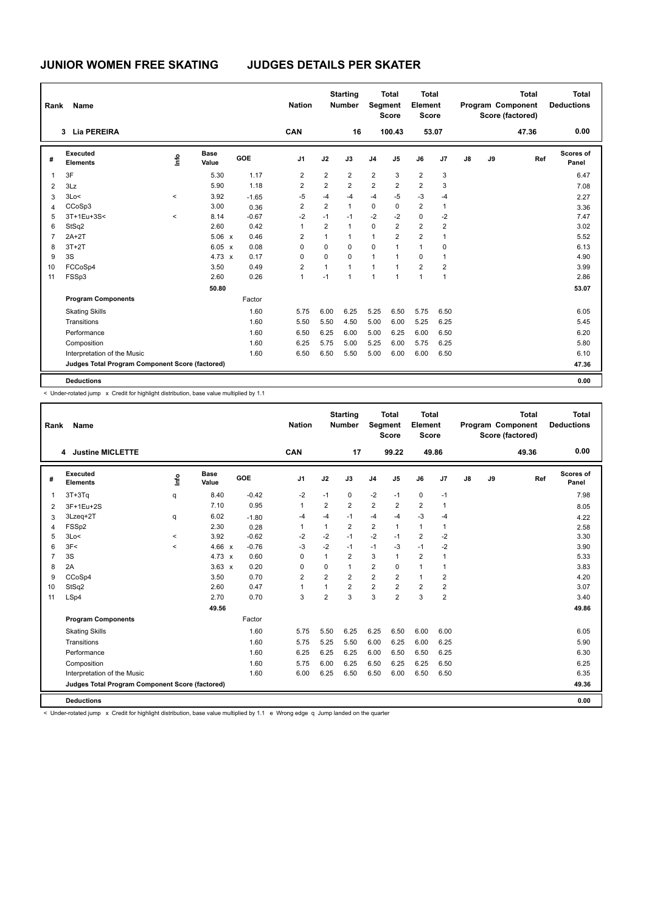# JUNIOR WOMEN FREE SKATING JUDGES DETAILS PER SKATER

| Rank | Name | Nation | Starting Number | Total Segment Score | Total Element Score | Total Program Component Score (factored) | Total Deductions |
|---|---|---|---|---|---|---|---|
| 3 | Lia PEREIRA | CAN | 16 | 100.43 | 53.07 | 47.36 | 0.00 |

| # | Executed Elements | Info | Base Value | | GOE | J1 | J2 | J3 | J4 | J5 | J6 | J7 | J8 | J9 | Ref | Scores of Panel |
|---|---|---|---|---|---|---|---|---|---|---|---|---|---|---|---|---|
| 1 | 3F | | 5.30 | | 1.17 | 2 | 2 | 2 | 2 | 3 | 2 | 3 | | | | 6.47 |
| 2 | 3Lz | | 5.90 | | 1.18 | 2 | 2 | 2 | 2 | 2 | 2 | 3 | | | | 7.08 |
| 3 | 3Lo< | < | 3.92 | | -1.65 | -5 | -4 | -4 | -4 | -5 | -3 | -4 | | | | 2.27 |
| 4 | CCoSp3 | | 3.00 | | 0.36 | 2 | 2 | 1 | 0 | 0 | 2 | 1 | | | | 3.36 |
| 5 | 3T+1Eu+3S< | < | 8.14 | | -0.67 | -2 | -1 | -1 | -2 | -2 | 0 | -2 | | | | 7.47 |
| 6 | StSq2 | | 2.60 | | 0.42 | 1 | 2 | 1 | 0 | 2 | 2 | 2 | | | | 3.02 |
| 7 | 2A+2T | | 5.06 | x | 0.46 | 2 | 1 | 1 | 1 | 2 | 2 | 1 | | | | 5.52 |
| 8 | 3T+2T | | 6.05 | x | 0.08 | 0 | 0 | 0 | 0 | 1 | 1 | 0 | | | | 6.13 |
| 9 | 3S | | 4.73 | x | 0.17 | 0 | 0 | 0 | 1 | 1 | 0 | 1 | | | | 4.90 |
| 10 | FCCoSp4 | | 3.50 | | 0.49 | 2 | 1 | 1 | 1 | 1 | 2 | 2 | | | | 3.99 |
| 11 | FSSp3 | | 2.60 | | 0.26 | 1 | -1 | 1 | 1 | 1 | 1 | 1 | | | | 2.86 |
| | | | 50.80 | | | | | | | | | | | | | 53.07 |
| | **Program Components** | | | | Factor | | | | | | | | | | | |
| | Skating Skills | | | | 1.60 | 5.75 | 6.00 | 6.25 | 5.25 | 6.50 | 5.75 | 6.50 | | | | 6.05 |
| | Transitions | | | | 1.60 | 5.50 | 5.50 | 4.50 | 5.00 | 6.00 | 5.25 | 6.25 | | | | 5.45 |
| | Performance | | | | 1.60 | 6.50 | 6.25 | 6.00 | 5.00 | 6.25 | 6.00 | 6.50 | | | | 6.20 |
| | Composition | | | | 1.60 | 6.25 | 5.75 | 5.00 | 5.25 | 6.00 | 5.75 | 6.25 | | | | 5.80 |
| | Interpretation of the Music | | | | 1.60 | 6.50 | 6.50 | 5.50 | 5.00 | 6.00 | 6.00 | 6.50 | | | | 6.10 |
| | **Judges Total Program Component Score (factored)** | | | | | | | | | | | | | | | 47.36 |
| | **Deductions** | | | | | | | | | | | | | | | 0.00 |

< Under-rotated jump x Credit for highlight distribution, base value multiplied by 1.1

| Rank | Name | Nation | Starting Number | Total Segment Score | Total Element Score | Total Program Component Score (factored) | Total Deductions |
|---|---|---|---|---|---|---|---|
| 4 | Justine MICLETTE | CAN | 17 | 99.22 | 49.86 | 49.36 | 0.00 |

| # | Executed Elements | Info | Base Value | | GOE | J1 | J2 | J3 | J4 | J5 | J6 | J7 | J8 | J9 | Ref | Scores of Panel |
|---|---|---|---|---|---|---|---|---|---|---|---|---|---|---|---|---|
| 1 | 3T+3Tq | q | 8.40 | | -0.42 | -2 | -1 | 0 | -2 | -1 | 0 | -1 | | | | 7.98 |
| 2 | 3F+1Eu+2S | | 7.10 | | 0.95 | 1 | 2 | 2 | 2 | 2 | 2 | 1 | | | | 8.05 |
| 3 | 3Lzeq+2T | q | 6.02 | | -1.80 | -4 | -4 | -1 | -4 | -4 | -3 | -4 | | | | 4.22 |
| 4 | FSSp2 | | 2.30 | | 0.28 | 1 | 1 | 2 | 2 | 1 | 1 | 1 | | | | 2.58 |
| 5 | 3Lo< | < | 3.92 | | -0.62 | -2 | -2 | -1 | -2 | -1 | 2 | -2 | | | | 3.30 |
| 6 | 3F< | < | 4.66 | x | -0.76 | -3 | -2 | -1 | -1 | -3 | -1 | -2 | | | | 3.90 |
| 7 | 3S | | 4.73 | x | 0.60 | 0 | 1 | 2 | 3 | 1 | 2 | 1 | | | | 5.33 |
| 8 | 2A | | 3.63 | x | 0.20 | 0 | 0 | 1 | 2 | 0 | 1 | 1 | | | | 3.83 |
| 9 | CCoSp4 | | 3.50 | | 0.70 | 2 | 2 | 2 | 2 | 2 | 1 | 2 | | | | 4.20 |
| 10 | StSq2 | | 2.60 | | 0.47 | 1 | 1 | 2 | 2 | 2 | 2 | 2 | | | | 3.07 |
| 11 | LSp4 | | 2.70 | | 0.70 | 3 | 2 | 3 | 3 | 2 | 3 | 2 | | | | 3.40 |
| | | | 49.56 | | | | | | | | | | | | | 49.86 |
| | **Program Components** | | | | Factor | | | | | | | | | | | |
| | Skating Skills | | | | 1.60 | 5.75 | 5.50 | 6.25 | 6.25 | 6.50 | 6.00 | 6.00 | | | | 6.05 |
| | Transitions | | | | 1.60 | 5.75 | 5.25 | 5.50 | 6.00 | 6.25 | 6.00 | 6.25 | | | | 5.90 |
| | Performance | | | | 1.60 | 6.25 | 6.25 | 6.25 | 6.00 | 6.50 | 6.50 | 6.25 | | | | 6.30 |
| | Composition | | | | 1.60 | 5.75 | 6.00 | 6.25 | 6.50 | 6.25 | 6.25 | 6.50 | | | | 6.25 |
| | Interpretation of the Music | | | | 1.60 | 6.00 | 6.25 | 6.50 | 6.50 | 6.00 | 6.50 | 6.50 | | | | 6.35 |
| | **Judges Total Program Component Score (factored)** | | | | | | | | | | | | | | | 49.36 |
| | **Deductions** | | | | | | | | | | | | | | | 0.00 |

< Under-rotated jump x Credit for highlight distribution, base value multiplied by 1.1 e Wrong edge q Jump landed on the quarter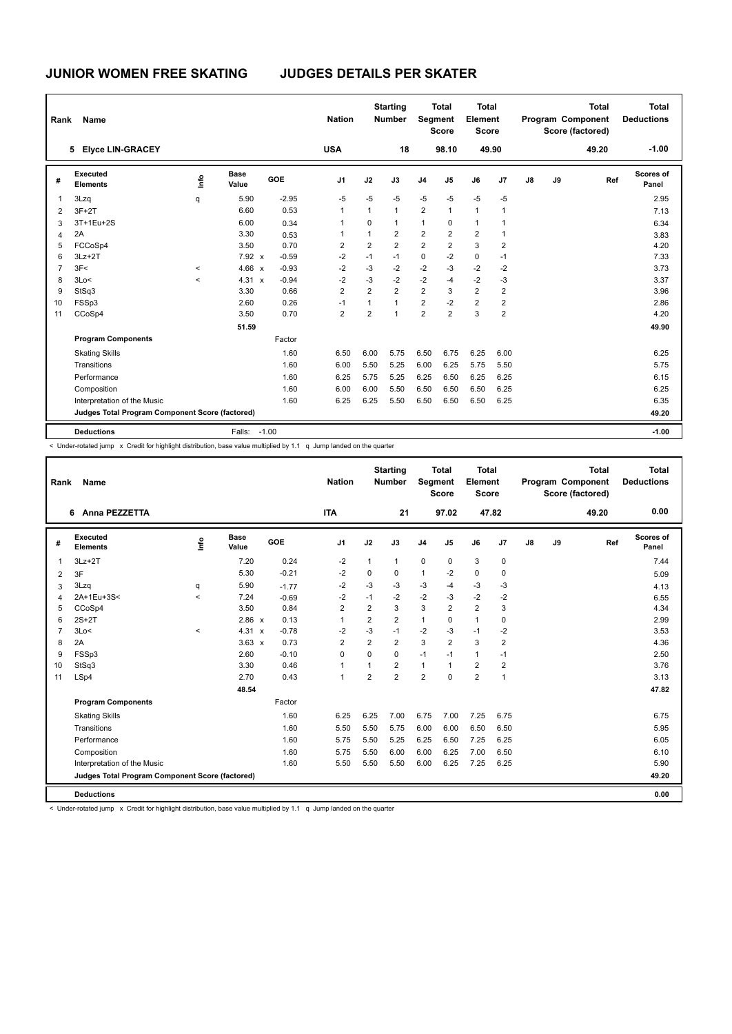# JUNIOR WOMEN FREE SKATING — JUDGES DETAILS PER SKATER

| Rank | Name | Nation | Starting Number | Total Segment Score | Total Element Score | Total Program Component Score (factored) | Total Deductions |
|---|---|---|---|---|---|---|---|
| 5 | Elyce LIN-GRACEY | USA | 18 | 98.10 | 49.90 | 49.20 | -1.00 |

| # | Executed Elements | Info | Base Value | | GOE | J1 | J2 | J3 | J4 | J5 | J6 | J7 | J8 | J9 | Ref | Scores of Panel |
|---|---|---|---|---|---|---|---|---|---|---|---|---|---|---|---|---|
| 1 | 3Lzq | q | 5.90 | | -2.95 | -5 | -5 | -5 | -5 | -5 | -5 | -5 | | | | 2.95 |
| 2 | 3F+2T | | 6.60 | | 0.53 | 1 | 1 | 1 | 2 | 1 | 1 | 1 | | | | 7.13 |
| 3 | 3T+1Eu+2S | | 6.00 | | 0.34 | 1 | 0 | 1 | 1 | 0 | 1 | 1 | | | | 6.34 |
| 4 | 2A | | 3.30 | | 0.53 | 1 | 1 | 2 | 2 | 2 | 2 | 1 | | | | 3.83 |
| 5 | FCCoSp4 | | 3.50 | | 0.70 | 2 | 2 | 2 | 2 | 2 | 3 | 2 | | | | 4.20 |
| 6 | 3Lz+2T | | 7.92 | x | -0.59 | -2 | -1 | -1 | 0 | -2 | 0 | -1 | | | | 7.33 |
| 7 | 3F< | < | 4.66 | x | -0.93 | -2 | -3 | -2 | -2 | -3 | -2 | -2 | | | | 3.73 |
| 8 | 3Lo< | < | 4.31 | x | -0.94 | -2 | -3 | -2 | -2 | -4 | -2 | -3 | | | | 3.37 |
| 9 | StSq3 | | 3.30 | | 0.66 | 2 | 2 | 2 | 2 | 3 | 2 | 2 | | | | 3.96 |
| 10 | FSSp3 | | 2.60 | | 0.26 | -1 | 1 | 1 | 2 | -2 | 2 | 2 | | | | 2.86 |
| 11 | CCoSp4 | | 3.50 | | 0.70 | 2 | 2 | 1 | 2 | 2 | 3 | 2 | | | | 4.20 |
| | | | 51.59 | | | | | | | | | | | | | 49.90 |

| Program Components | Factor | J1 | J2 | J3 | J4 | J5 | J6 | J7 | J8 | J9 | Scores of Panel |
|---|---|---|---|---|---|---|---|---|---|---|---|
| Skating Skills | 1.60 | 6.50 | 6.00 | 5.75 | 6.50 | 6.75 | 6.25 | 6.00 | | | 6.25 |
| Transitions | 1.60 | 6.00 | 5.50 | 5.25 | 6.00 | 6.25 | 5.75 | 5.50 | | | 5.75 |
| Performance | 1.60 | 6.25 | 5.75 | 5.25 | 6.25 | 6.50 | 6.25 | 6.25 | | | 6.15 |
| Composition | 1.60 | 6.00 | 6.00 | 5.50 | 6.50 | 6.50 | 6.50 | 6.25 | | | 6.25 |
| Interpretation of the Music | 1.60 | 6.25 | 6.25 | 5.50 | 6.50 | 6.50 | 6.50 | 6.25 | | | 6.35 |
| Judges Total Program Component Score (factored) | | | | | | | | | | | 49.20 |

**Deductions** Falls: -1.00 — **-1.00**

< Under-rotated jump x Credit for highlight distribution, base value multiplied by 1.1 q Jump landed on the quarter

| Rank | Name | Nation | Starting Number | Total Segment Score | Total Element Score | Total Program Component Score (factored) | Total Deductions |
|---|---|---|---|---|---|---|---|
| 6 | Anna PEZZETTA | ITA | 21 | 97.02 | 47.82 | 49.20 | 0.00 |

| # | Executed Elements | Info | Base Value | | GOE | J1 | J2 | J3 | J4 | J5 | J6 | J7 | J8 | J9 | Ref | Scores of Panel |
|---|---|---|---|---|---|---|---|---|---|---|---|---|---|---|---|---|
| 1 | 3Lz+2T | | 7.20 | | 0.24 | -2 | 1 | 1 | 0 | 0 | 3 | 0 | | | | 7.44 |
| 2 | 3F | | 5.30 | | -0.21 | -2 | 0 | 0 | 1 | -2 | 0 | 0 | | | | 5.09 |
| 3 | 3Lzq | q | 5.90 | | -1.77 | -2 | -3 | -3 | -3 | -4 | -3 | -3 | | | | 4.13 |
| 4 | 2A+1Eu+3S< | < | 7.24 | | -0.69 | -2 | -1 | -2 | -2 | -3 | -2 | -2 | | | | 6.55 |
| 5 | CCoSp4 | | 3.50 | | 0.84 | 2 | 2 | 3 | 3 | 2 | 2 | 3 | | | | 4.34 |
| 6 | 2S+2T | | 2.86 | x | 0.13 | 1 | 2 | 2 | 1 | 0 | 1 | 0 | | | | 2.99 |
| 7 | 3Lo< | < | 4.31 | x | -0.78 | -2 | -3 | -1 | -2 | -3 | -1 | -2 | | | | 3.53 |
| 8 | 2A | | 3.63 | x | 0.73 | 2 | 2 | 2 | 3 | 2 | 3 | 2 | | | | 4.36 |
| 9 | FSSp3 | | 2.60 | | -0.10 | 0 | 0 | 0 | -1 | -1 | 1 | -1 | | | | 2.50 |
| 10 | StSq3 | | 3.30 | | 0.46 | 1 | 1 | 2 | 1 | 1 | 2 | 2 | | | | 3.76 |
| 11 | LSp4 | | 2.70 | | 0.43 | 1 | 2 | 2 | 2 | 0 | 2 | 1 | | | | 3.13 |
| | | | 48.54 | | | | | | | | | | | | | 47.82 |

| Program Components | Factor | J1 | J2 | J3 | J4 | J5 | J6 | J7 | J8 | J9 | Scores of Panel |
|---|---|---|---|---|---|---|---|---|---|---|---|
| Skating Skills | 1.60 | 6.25 | 6.25 | 7.00 | 6.75 | 7.00 | 7.25 | 6.75 | | | 6.75 |
| Transitions | 1.60 | 5.50 | 5.50 | 5.75 | 6.00 | 6.00 | 6.50 | 6.50 | | | 5.95 |
| Performance | 1.60 | 5.75 | 5.50 | 5.25 | 6.25 | 6.50 | 7.25 | 6.25 | | | 6.05 |
| Composition | 1.60 | 5.75 | 5.50 | 6.00 | 6.00 | 6.25 | 7.00 | 6.50 | | | 6.10 |
| Interpretation of the Music | 1.60 | 5.50 | 5.50 | 5.50 | 6.00 | 6.25 | 7.25 | 6.25 | | | 5.90 |
| Judges Total Program Component Score (factored) | | | | | | | | | | | 49.20 |

**Deductions** — **0.00**

< Under-rotated jump x Credit for highlight distribution, base value multiplied by 1.1 q Jump landed on the quarter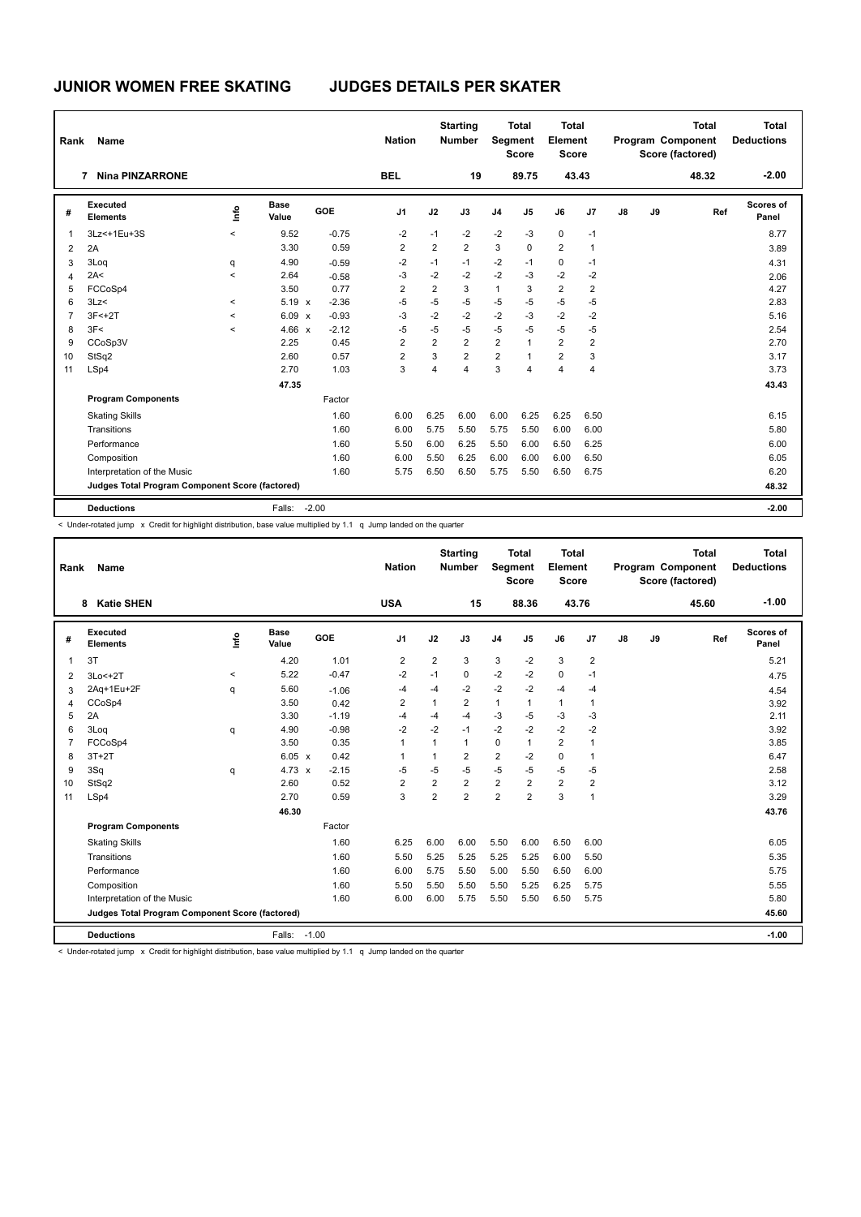# JUNIOR WOMEN FREE SKATING JUDGES DETAILS PER SKATER

| Rank | Name | Nation | Starting Number | Total Segment Score | Total Element Score | Total Program Component Score (factored) | Total Deductions |
|---|---|---|---|---|---|---|---|
| 7 | Nina PINZARRONE | BEL | 19 | 89.75 | 43.43 | 48.32 | -2.00 |

| # | Executed Elements | Info | Base Value | | GOE | J1 | J2 | J3 | J4 | J5 | J6 | J7 | J8 | J9 | Ref | Scores of Panel |
|---|---|---|---|---|---|---|---|---|---|---|---|---|---|---|---|---|
| 1 | 3Lz<+1Eu+3S | < | 9.52 | | -0.75 | -2 | -1 | -2 | -2 | -3 | 0 | -1 | | | | 8.77 |
| 2 | 2A | | 3.30 | | 0.59 | 2 | 2 | 2 | 3 | 0 | 2 | 1 | | | | 3.89 |
| 3 | 3Loq | q | 4.90 | | -0.59 | -2 | -1 | -1 | -2 | -1 | 0 | -1 | | | | 4.31 |
| 4 | 2A< | < | 2.64 | | -0.58 | -3 | -2 | -2 | -2 | -3 | -2 | -2 | | | | 2.06 |
| 5 | FCCoSp4 | | 3.50 | | 0.77 | 2 | 2 | 3 | 1 | 3 | 2 | 2 | | | | 4.27 |
| 6 | 3Lz< | < | 5.19 | x | -2.36 | -5 | -5 | -5 | -5 | -5 | -5 | -5 | | | | 2.83 |
| 7 | 3F<+2T | < | 6.09 | x | -0.93 | -3 | -2 | -2 | -2 | -3 | -2 | -2 | | | | 5.16 |
| 8 | 3F< | < | 4.66 | x | -2.12 | -5 | -5 | -5 | -5 | -5 | -5 | -5 | | | | 2.54 |
| 9 | CCoSp3V | | 2.25 | | 0.45 | 2 | 2 | 2 | 2 | 1 | 2 | 2 | | | | 2.70 |
| 10 | StSq2 | | 2.60 | | 0.57 | 2 | 3 | 2 | 2 | 1 | 2 | 3 | | | | 3.17 |
| 11 | LSp4 | | 2.70 | | 1.03 | 3 | 4 | 4 | 3 | 4 | 4 | 4 | | | | 3.73 |
| | | | 47.35 | | | | | | | | | | | | | 43.43 |
| | **Program Components** | | | | Factor | | | | | | | | | | | |
| | Skating Skills | | | | 1.60 | 6.00 | 6.25 | 6.00 | 6.00 | 6.25 | 6.25 | 6.50 | | | | 6.15 |
| | Transitions | | | | 1.60 | 6.00 | 5.75 | 5.50 | 5.75 | 5.50 | 6.00 | 6.00 | | | | 5.80 |
| | Performance | | | | 1.60 | 5.50 | 6.00 | 6.25 | 5.50 | 6.00 | 6.50 | 6.25 | | | | 6.00 |
| | Composition | | | | 1.60 | 6.00 | 5.50 | 6.25 | 6.00 | 6.00 | 6.00 | 6.50 | | | | 6.05 |
| | Interpretation of the Music | | | | 1.60 | 5.75 | 6.50 | 6.50 | 5.75 | 5.50 | 6.50 | 6.75 | | | | 6.20 |
| | **Judges Total Program Component Score (factored)** | | | | | | | | | | | | | | | 48.32 |
| | **Deductions** | | Falls: | | -2.00 | | | | | | | | | | | -2.00 |

< Under-rotated jump x Credit for highlight distribution, base value multiplied by 1.1 q Jump landed on the quarter

| Rank | Name | Nation | Starting Number | Total Segment Score | Total Element Score | Total Program Component Score (factored) | Total Deductions |
|---|---|---|---|---|---|---|---|
| 8 | Katie SHEN | USA | 15 | 88.36 | 43.76 | 45.60 | -1.00 |

| # | Executed Elements | Info | Base Value | | GOE | J1 | J2 | J3 | J4 | J5 | J6 | J7 | J8 | J9 | Ref | Scores of Panel |
|---|---|---|---|---|---|---|---|---|---|---|---|---|---|---|---|---|
| 1 | 3T | | 4.20 | | 1.01 | 2 | 2 | 3 | 3 | -2 | 3 | 2 | | | | 5.21 |
| 2 | 3Lo<+2T | < | 5.22 | | -0.47 | -2 | -1 | 0 | -2 | -2 | 0 | -1 | | | | 4.75 |
| 3 | 2Aq+1Eu+2F | q | 5.60 | | -1.06 | -4 | -4 | -2 | -2 | -2 | -4 | -4 | | | | 4.54 |
| 4 | CCoSp4 | | 3.50 | | 0.42 | 2 | 1 | 2 | 1 | 1 | 1 | 1 | | | | 3.92 |
| 5 | 2A | | 3.30 | | -1.19 | -4 | -4 | -4 | -3 | -5 | -3 | -3 | | | | 2.11 |
| 6 | 3Loq | q | 4.90 | | -0.98 | -2 | -2 | -1 | -2 | -2 | -2 | -2 | | | | 3.92 |
| 7 | FCCoSp4 | | 3.50 | | 0.35 | 1 | 1 | 1 | 0 | 1 | 2 | 1 | | | | 3.85 |
| 8 | 3T+2T | | 6.05 | x | 0.42 | 1 | 1 | 2 | 2 | -2 | 0 | 1 | | | | 6.47 |
| 9 | 3Sq | q | 4.73 | x | -2.15 | -5 | -5 | -5 | -5 | -5 | -5 | -5 | | | | 2.58 |
| 10 | StSq2 | | 2.60 | | 0.52 | 2 | 2 | 2 | 2 | 2 | 2 | 2 | | | | 3.12 |
| 11 | LSp4 | | 2.70 | | 0.59 | 3 | 2 | 2 | 2 | 2 | 3 | 1 | | | | 3.29 |
| | | | 46.30 | | | | | | | | | | | | | 43.76 |
| | **Program Components** | | | | Factor | | | | | | | | | | | |
| | Skating Skills | | | | 1.60 | 6.25 | 6.00 | 6.00 | 5.50 | 6.00 | 6.50 | 6.00 | | | | 6.05 |
| | Transitions | | | | 1.60 | 5.50 | 5.25 | 5.25 | 5.25 | 5.25 | 6.00 | 5.50 | | | | 5.35 |
| | Performance | | | | 1.60 | 6.00 | 5.75 | 5.50 | 5.00 | 5.50 | 6.50 | 6.00 | | | | 5.75 |
| | Composition | | | | 1.60 | 5.50 | 5.50 | 5.50 | 5.50 | 5.25 | 6.25 | 5.75 | | | | 5.55 |
| | Interpretation of the Music | | | | 1.60 | 6.00 | 6.00 | 5.75 | 5.50 | 5.50 | 6.50 | 5.75 | | | | 5.80 |
| | **Judges Total Program Component Score (factored)** | | | | | | | | | | | | | | | 45.60 |
| | **Deductions** | | Falls: | | -1.00 | | | | | | | | | | | -1.00 |

< Under-rotated jump x Credit for highlight distribution, base value multiplied by 1.1 q Jump landed on the quarter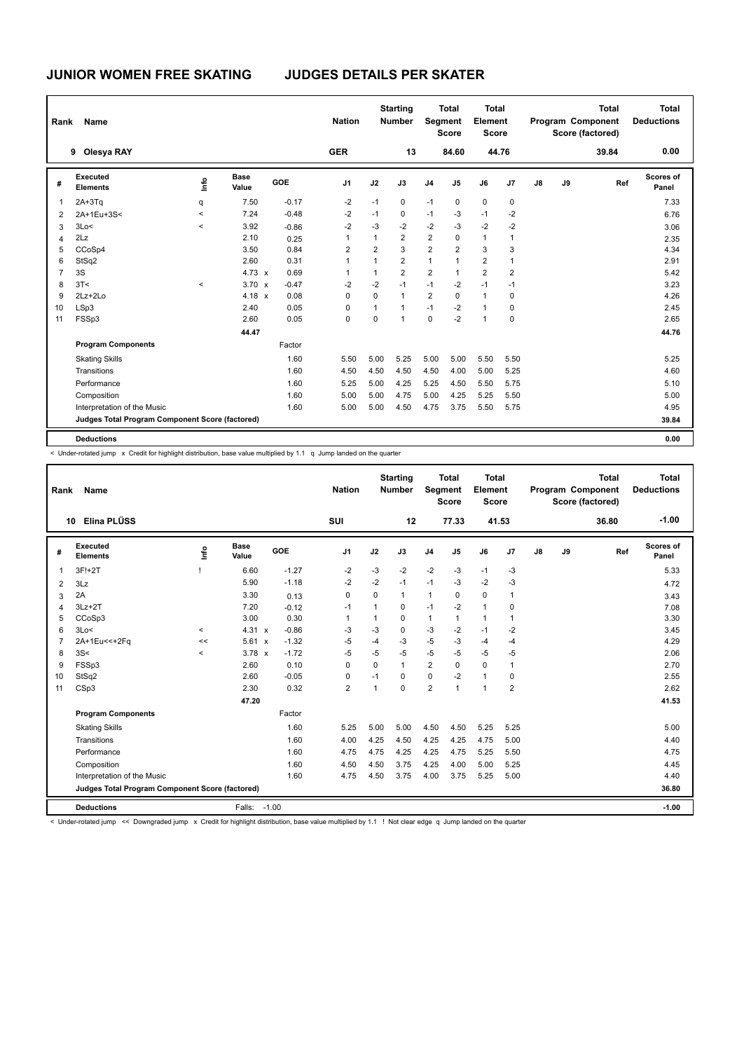# JUNIOR WOMEN FREE SKATING JUDGES DETAILS PER SKATER

| Rank | Name | Nation | Starting Number | Total Segment Score | Total Element Score | Total Program Component Score (factored) | Total Deductions |
|---|---|---|---|---|---|---|---|
| 9 | Olesya RAY | GER | 13 | 84.60 | 44.76 | 39.84 | 0.00 |

| # | Executed Elements | Info | Base Value | | GOE | J1 | J2 | J3 | J4 | J5 | J6 | J7 | J8 | J9 | Ref | Scores of Panel |
|---|---|---|---|---|---|---|---|---|---|---|---|---|---|---|---|---|
| 1 | 2A+3Tq | q | 7.50 | | -0.17 | -2 | -1 | 0 | -1 | 0 | 0 | 0 | | | | 7.33 |
| 2 | 2A+1Eu+3S< | < | 7.24 | | -0.48 | -2 | -1 | 0 | -1 | -3 | -1 | -2 | | | | 6.76 |
| 3 | 3Lo< | < | 3.92 | | -0.86 | -2 | -3 | -2 | -2 | -3 | -2 | -2 | | | | 3.06 |
| 4 | 2Lz | | 2.10 | | 0.25 | 1 | 1 | 2 | 2 | 0 | 1 | 1 | | | | 2.35 |
| 5 | CCoSp4 | | 3.50 | | 0.84 | 2 | 2 | 3 | 2 | 2 | 3 | 3 | | | | 4.34 |
| 6 | StSq2 | | 2.60 | | 0.31 | 1 | 1 | 2 | 1 | 1 | 2 | 1 | | | | 2.91 |
| 7 | 3S | | 4.73 | x | 0.69 | 1 | 1 | 2 | 2 | 1 | 2 | 2 | | | | 5.42 |
| 8 | 3T< | < | 3.70 | x | -0.47 | -2 | -2 | -1 | -1 | -2 | -1 | -1 | | | | 3.23 |
| 9 | 2Lz+2Lo | | 4.18 | x | 0.08 | 0 | 0 | 1 | 2 | 0 | 1 | 0 | | | | 4.26 |
| 10 | LSp3 | | 2.40 | | 0.05 | 0 | 1 | 1 | -1 | -2 | 1 | 0 | | | | 2.45 |
| 11 | FSSp3 | | 2.60 | | 0.05 | 0 | 0 | 1 | 0 | -2 | 1 | 0 | | | | 2.65 |
| | | | 44.47 | | | | | | | | | | | | | 44.76 |
| | **Program Components** | | | | Factor | | | | | | | | | | | |
| | Skating Skills | | | | 1.60 | 5.50 | 5.00 | 5.25 | 5.00 | 5.00 | 5.50 | 5.50 | | | | 5.25 |
| | Transitions | | | | 1.60 | 4.50 | 4.50 | 4.50 | 4.50 | 4.00 | 5.00 | 5.25 | | | | 4.60 |
| | Performance | | | | 1.60 | 5.25 | 5.00 | 4.25 | 5.25 | 4.50 | 5.50 | 5.75 | | | | 5.10 |
| | Composition | | | | 1.60 | 5.00 | 5.00 | 4.75 | 5.00 | 4.25 | 5.25 | 5.50 | | | | 5.00 |
| | Interpretation of the Music | | | | 1.60 | 5.00 | 5.00 | 4.50 | 4.75 | 3.75 | 5.50 | 5.75 | | | | 4.95 |
| | **Judges Total Program Component Score (factored)** | | | | | | | | | | | | | | | 39.84 |
| | **Deductions** | | | | | | | | | | | | | | | 0.00 |

< Under-rotated jump x Credit for highlight distribution, base value multiplied by 1.1 q Jump landed on the quarter

| Rank | Name | Nation | Starting Number | Total Segment Score | Total Element Score | Total Program Component Score (factored) | Total Deductions |
|---|---|---|---|---|---|---|---|
| 10 | Elina PLÜSS | SUI | 12 | 77.33 | 41.53 | 36.80 | -1.00 |

| # | Executed Elements | Info | Base Value | | GOE | J1 | J2 | J3 | J4 | J5 | J6 | J7 | J8 | J9 | Ref | Scores of Panel |
|---|---|---|---|---|---|---|---|---|---|---|---|---|---|---|---|---|
| 1 | 3F!+2T | ! | 6.60 | | -1.27 | -2 | -3 | -2 | -2 | -3 | -1 | -3 | | | | 5.33 |
| 2 | 3Lz | | 5.90 | | -1.18 | -2 | -2 | -1 | -1 | -3 | -2 | -3 | | | | 4.72 |
| 3 | 2A | | 3.30 | | 0.13 | 0 | 0 | 1 | 1 | 0 | 0 | 1 | | | | 3.43 |
| 4 | 3Lz+2T | | 7.20 | | -0.12 | -1 | 1 | 0 | -1 | -2 | 1 | 0 | | | | 7.08 |
| 5 | CCoSp3 | | 3.00 | | 0.30 | 1 | 1 | 0 | 1 | 1 | 1 | 1 | | | | 3.30 |
| 6 | 3Lo< | < | 4.31 | x | -0.86 | -3 | -3 | 0 | -3 | -2 | -1 | -2 | | | | 3.45 |
| 7 | 2A+1Eu<<+2Fq | << | 5.61 | x | -1.32 | -5 | -4 | -3 | -5 | -3 | -4 | -4 | | | | 4.29 |
| 8 | 3S< | < | 3.78 | x | -1.72 | -5 | -5 | -5 | -5 | -5 | -5 | -5 | | | | 2.06 |
| 9 | FSSp3 | | 2.60 | | 0.10 | 0 | 0 | 1 | 2 | 0 | 0 | 1 | | | | 2.70 |
| 10 | StSq2 | | 2.60 | | -0.05 | 0 | -1 | 0 | 0 | -2 | 1 | 0 | | | | 2.55 |
| 11 | CSp3 | | 2.30 | | 0.32 | 2 | 1 | 0 | 2 | 1 | 1 | 2 | | | | 2.62 |
| | | | 47.20 | | | | | | | | | | | | | 41.53 |
| | **Program Components** | | | | Factor | | | | | | | | | | | |
| | Skating Skills | | | | 1.60 | 5.25 | 5.00 | 5.00 | 4.50 | 4.50 | 5.25 | 5.25 | | | | 5.00 |
| | Transitions | | | | 1.60 | 4.00 | 4.25 | 4.50 | 4.25 | 4.25 | 4.75 | 5.00 | | | | 4.40 |
| | Performance | | | | 1.60 | 4.75 | 4.75 | 4.25 | 4.25 | 4.75 | 5.25 | 5.50 | | | | 4.75 |
| | Composition | | | | 1.60 | 4.50 | 4.50 | 3.75 | 4.25 | 4.00 | 5.00 | 5.25 | | | | 4.45 |
| | Interpretation of the Music | | | | 1.60 | 4.75 | 4.50 | 3.75 | 4.00 | 3.75 | 5.25 | 5.00 | | | | 4.40 |
| | **Judges Total Program Component Score (factored)** | | | | | | | | | | | | | | | 36.80 |
| | **Deductions** | | Falls: | | -1.00 | | | | | | | | | | | -1.00 |

< Under-rotated jump << Downgraded jump x Credit for highlight distribution, base value multiplied by 1.1 ! Not clear edge q Jump landed on the quarter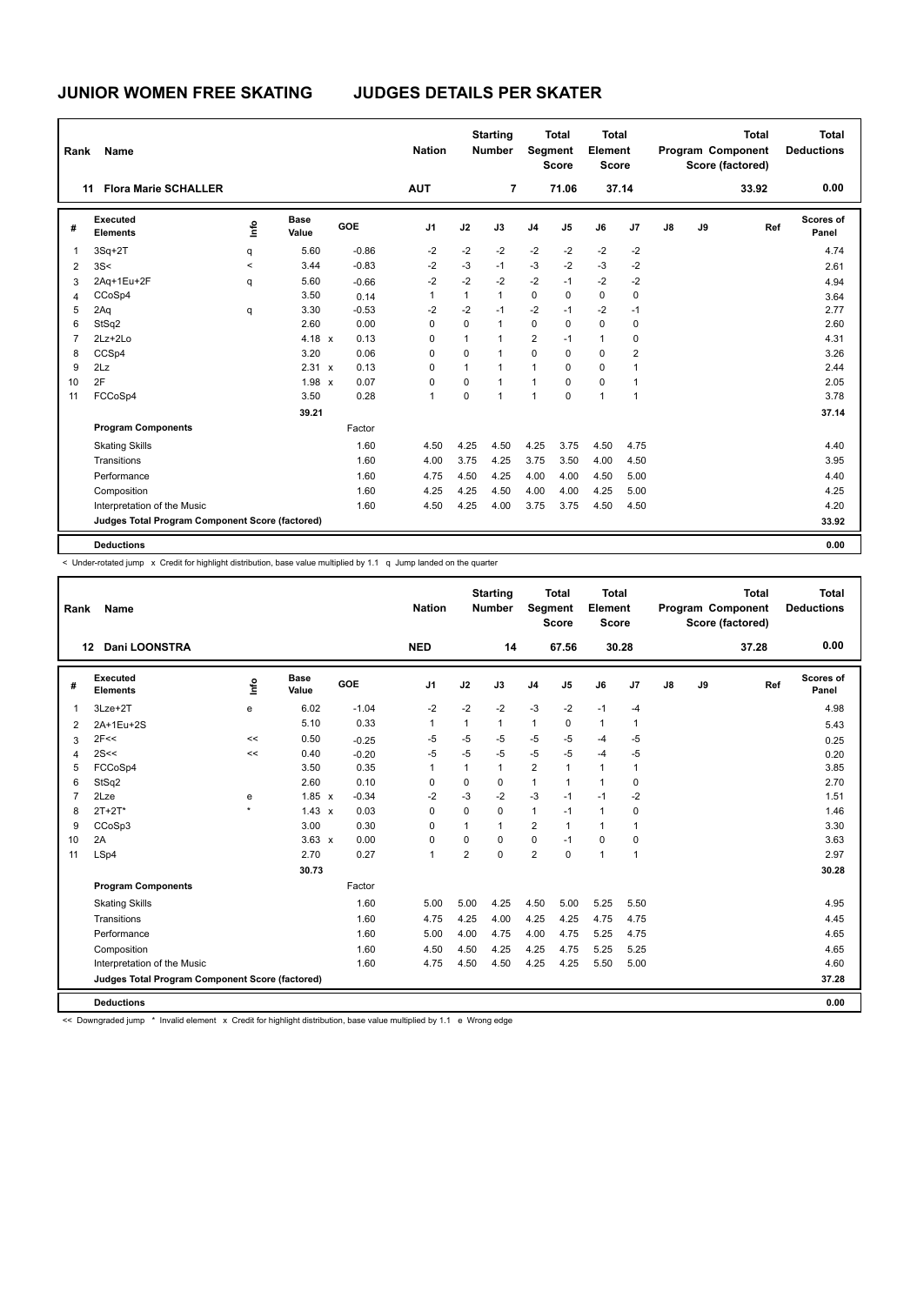# JUNIOR WOMEN FREE SKATING JUDGES DETAILS PER SKATER

| Rank | Name | Nation | Starting Number | Total Segment Score | Total Element Score | Total Program Component Score (factored) | Total Deductions |
|---|---|---|---|---|---|---|---|
| 11 | Flora Marie SCHALLER | AUT | 7 | 71.06 | 37.14 | 33.92 | 0.00 |

| # | Executed Elements | Info | Base Value | | GOE | J1 | J2 | J3 | J4 | J5 | J6 | J7 | J8 | J9 | Ref | Scores of Panel |
|---|---|---|---|---|---|---|---|---|---|---|---|---|---|---|---|---|
| 1 | 3Sq+2T | q | 5.60 | | -0.86 | -2 | -2 | -2 | -2 | -2 | -2 | -2 | | | | 4.74 |
| 2 | 3S< | < | 3.44 | | -0.83 | -2 | -3 | -1 | -3 | -2 | -3 | -2 | | | | 2.61 |
| 3 | 2Aq+1Eu+2F | q | 5.60 | | -0.66 | -2 | -2 | -2 | -2 | -1 | -2 | -2 | | | | 4.94 |
| 4 | CCoSp4 | | 3.50 | | 0.14 | 1 | 1 | 1 | 0 | 0 | 0 | 0 | | | | 3.64 |
| 5 | 2Aq | q | 3.30 | | -0.53 | -2 | -2 | -1 | -2 | -1 | -2 | -1 | | | | 2.77 |
| 6 | StSq2 | | 2.60 | | 0.00 | 0 | 0 | 1 | 0 | 0 | 0 | 0 | | | | 2.60 |
| 7 | 2Lz+2Lo | | 4.18 | x | 0.13 | 0 | 1 | 1 | 2 | -1 | 1 | 0 | | | | 4.31 |
| 8 | CCSp4 | | 3.20 | | 0.06 | 0 | 0 | 1 | 0 | 0 | 0 | 2 | | | | 3.26 |
| 9 | 2Lz | | 2.31 | x | 0.13 | 0 | 1 | 1 | 1 | 0 | 0 | 1 | | | | 2.44 |
| 10 | 2F | | 1.98 | x | 0.07 | 0 | 0 | 1 | 1 | 0 | 0 | 1 | | | | 2.05 |
| 11 | FCCoSp4 | | 3.50 | | 0.28 | 1 | 0 | 1 | 1 | 0 | 1 | 1 | | | | 3.78 |
| | | | 39.21 | | | | | | | | | | | | | 37.14 |
| | **Program Components** | | | | Factor | | | | | | | | | | | |
| | Skating Skills | | | | 1.60 | 4.50 | 4.25 | 4.50 | 4.25 | 3.75 | 4.50 | 4.75 | | | | 4.40 |
| | Transitions | | | | 1.60 | 4.00 | 3.75 | 4.25 | 3.75 | 3.50 | 4.00 | 4.50 | | | | 3.95 |
| | Performance | | | | 1.60 | 4.75 | 4.50 | 4.25 | 4.00 | 4.00 | 4.50 | 5.00 | | | | 4.40 |
| | Composition | | | | 1.60 | 4.25 | 4.25 | 4.50 | 4.00 | 4.00 | 4.25 | 5.00 | | | | 4.25 |
| | Interpretation of the Music | | | | 1.60 | 4.50 | 4.25 | 4.00 | 3.75 | 3.75 | 4.50 | 4.50 | | | | 4.20 |
| | **Judges Total Program Component Score (factored)** | | | | | | | | | | | | | | | 33.92 |
| | **Deductions** | | | | | | | | | | | | | | | 0.00 |

< Under-rotated jump x Credit for highlight distribution, base value multiplied by 1.1 q Jump landed on the quarter

| Rank | Name | Nation | Starting Number | Total Segment Score | Total Element Score | Total Program Component Score (factored) | Total Deductions |
|---|---|---|---|---|---|---|---|
| 12 | Dani LOONSTRA | NED | 14 | 67.56 | 30.28 | 37.28 | 0.00 |

| # | Executed Elements | Info | Base Value | | GOE | J1 | J2 | J3 | J4 | J5 | J6 | J7 | J8 | J9 | Ref | Scores of Panel |
|---|---|---|---|---|---|---|---|---|---|---|---|---|---|---|---|---|
| 1 | 3Lze+2T | e | 6.02 | | -1.04 | -2 | -2 | -2 | -3 | -2 | -1 | -4 | | | | 4.98 |
| 2 | 2A+1Eu+2S | | 5.10 | | 0.33 | 1 | 1 | 1 | 1 | 0 | 1 | 1 | | | | 5.43 |
| 3 | 2F<< | << | 0.50 | | -0.25 | -5 | -5 | -5 | -5 | -5 | -4 | -5 | | | | 0.25 |
| 4 | 2S<< | << | 0.40 | | -0.20 | -5 | -5 | -5 | -5 | -5 | -4 | -5 | | | | 0.20 |
| 5 | FCCoSp4 | | 3.50 | | 0.35 | 1 | 1 | 1 | 2 | 1 | 1 | 1 | | | | 3.85 |
| 6 | StSq2 | | 2.60 | | 0.10 | 0 | 0 | 0 | 1 | 1 | 1 | 0 | | | | 2.70 |
| 7 | 2Lze | e | 1.85 | x | -0.34 | -2 | -3 | -2 | -3 | -1 | -1 | -2 | | | | 1.51 |
| 8 | 2T+2T* | * | 1.43 | x | 0.03 | 0 | 0 | 0 | 1 | -1 | 1 | 0 | | | | 1.46 |
| 9 | CCoSp3 | | 3.00 | | 0.30 | 0 | 1 | 1 | 2 | 1 | 1 | 1 | | | | 3.30 |
| 10 | 2A | | 3.63 | x | 0.00 | 0 | 0 | 0 | 0 | -1 | 0 | 0 | | | | 3.63 |
| 11 | LSp4 | | 2.70 | | 0.27 | 1 | 2 | 0 | 2 | 0 | 1 | 1 | | | | 2.97 |
| | | | 30.73 | | | | | | | | | | | | | 30.28 |
| | **Program Components** | | | | Factor | | | | | | | | | | | |
| | Skating Skills | | | | 1.60 | 5.00 | 5.00 | 4.25 | 4.50 | 5.00 | 5.25 | 5.50 | | | | 4.95 |
| | Transitions | | | | 1.60 | 4.75 | 4.25 | 4.00 | 4.25 | 4.25 | 4.75 | 4.75 | | | | 4.45 |
| | Performance | | | | 1.60 | 5.00 | 4.00 | 4.75 | 4.00 | 4.75 | 5.25 | 4.75 | | | | 4.65 |
| | Composition | | | | 1.60 | 4.50 | 4.50 | 4.25 | 4.25 | 4.75 | 5.25 | 5.25 | | | | 4.65 |
| | Interpretation of the Music | | | | 1.60 | 4.75 | 4.50 | 4.50 | 4.25 | 4.25 | 5.50 | 5.00 | | | | 4.60 |
| | **Judges Total Program Component Score (factored)** | | | | | | | | | | | | | | | 37.28 |
| | **Deductions** | | | | | | | | | | | | | | | 0.00 |

<< Downgraded jump * Invalid element x Credit for highlight distribution, base value multiplied by 1.1 e Wrong edge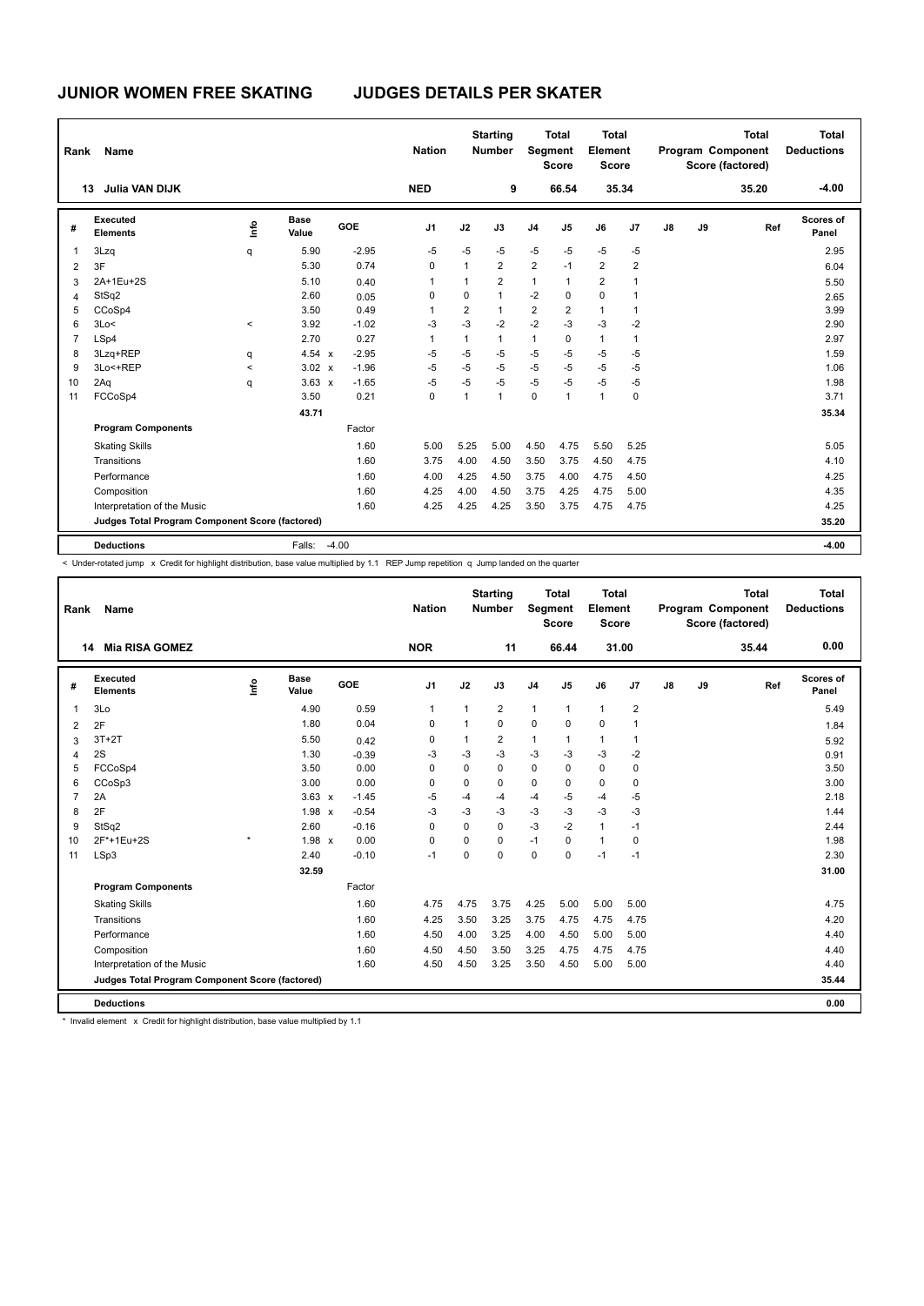# JUNIOR WOMEN FREE SKATING — JUDGES DETAILS PER SKATER

| Rank | Name | Nation | Starting Number | Total Segment Score | Total Element Score | Total Program Component Score (factored) | Total Deductions |
|---|---|---|---|---|---|---|---|
| 13 | Julia VAN DIJK | NED | 9 | 66.54 | 35.34 | 35.20 | -4.00 |

| # | Executed Elements | Info | Base Value | | GOE | J1 | J2 | J3 | J4 | J5 | J6 | J7 | J8 | J9 | Ref | Scores of Panel |
|---|---|---|---|---|---|---|---|---|---|---|---|---|---|---|---|---|
| 1 | 3Lzq | q | 5.90 | | -2.95 | -5 | -5 | -5 | -5 | -5 | -5 | -5 | | | | 2.95 |
| 2 | 3F | | 5.30 | | 0.74 | 0 | 1 | 2 | 2 | -1 | 2 | 2 | | | | 6.04 |
| 3 | 2A+1Eu+2S | | 5.10 | | 0.40 | 1 | 1 | 2 | 1 | 1 | 2 | 1 | | | | 5.50 |
| 4 | StSq2 | | 2.60 | | 0.05 | 0 | 0 | 1 | -2 | 0 | 0 | 1 | | | | 2.65 |
| 5 | CCoSp4 | | 3.50 | | 0.49 | 1 | 2 | 1 | 2 | 2 | 1 | 1 | | | | 3.99 |
| 6 | 3Lo< | < | 3.92 | | -1.02 | -3 | -3 | -2 | -2 | -3 | -3 | -2 | | | | 2.90 |
| 7 | LSp4 | | 2.70 | | 0.27 | 1 | 1 | 1 | 1 | 0 | 1 | 1 | | | | 2.97 |
| 8 | 3Lzq+REP | q | 4.54 | x | -2.95 | -5 | -5 | -5 | -5 | -5 | -5 | -5 | | | | 1.59 |
| 9 | 3Lo<+REP | < | 3.02 | x | -1.96 | -5 | -5 | -5 | -5 | -5 | -5 | -5 | | | | 1.06 |
| 10 | 2Aq | q | 3.63 | x | -1.65 | -5 | -5 | -5 | -5 | -5 | -5 | -5 | | | | 1.98 |
| 11 | FCCoSp4 | | 3.50 | | 0.21 | 0 | 1 | 1 | 0 | 1 | 1 | 0 | | | | 3.71 |
| | | | 43.71 | | | | | | | | | | | | | 35.34 |
| | **Program Components** | | | | Factor | | | | | | | | | | | |
| | Skating Skills | | | | 1.60 | 5.00 | 5.25 | 5.00 | 4.50 | 4.75 | 5.50 | 5.25 | | | | 5.05 |
| | Transitions | | | | 1.60 | 3.75 | 4.00 | 4.50 | 3.50 | 3.75 | 4.50 | 4.75 | | | | 4.10 |
| | Performance | | | | 1.60 | 4.00 | 4.25 | 4.50 | 3.75 | 4.00 | 4.75 | 4.50 | | | | 4.25 |
| | Composition | | | | 1.60 | 4.25 | 4.00 | 4.50 | 3.75 | 4.25 | 4.75 | 5.00 | | | | 4.35 |
| | Interpretation of the Music | | | | 1.60 | 4.25 | 4.25 | 4.25 | 3.50 | 3.75 | 4.75 | 4.75 | | | | 4.25 |
| | **Judges Total Program Component Score (factored)** | | | | | | | | | | | | | | | 35.20 |
| | **Deductions** | | Falls: | | -4.00 | | | | | | | | | | | -4.00 |

< Under-rotated jump x Credit for highlight distribution, base value multiplied by 1.1 REP Jump repetition q Jump landed on the quarter

| Rank | Name | Nation | Starting Number | Total Segment Score | Total Element Score | Total Program Component Score (factored) | Total Deductions |
|---|---|---|---|---|---|---|---|
| 14 | Mia RISA GOMEZ | NOR | 11 | 66.44 | 31.00 | 35.44 | 0.00 |

| # | Executed Elements | Info | Base Value | | GOE | J1 | J2 | J3 | J4 | J5 | J6 | J7 | J8 | J9 | Ref | Scores of Panel |
|---|---|---|---|---|---|---|---|---|---|---|---|---|---|---|---|---|
| 1 | 3Lo | | 4.90 | | 0.59 | 1 | 1 | 2 | 1 | 1 | 1 | 2 | | | | 5.49 |
| 2 | 2F | | 1.80 | | 0.04 | 0 | 1 | 0 | 0 | 0 | 0 | 1 | | | | 1.84 |
| 3 | 3T+2T | | 5.50 | | 0.42 | 0 | 1 | 2 | 1 | 1 | 1 | 1 | | | | 5.92 |
| 4 | 2S | | 1.30 | | -0.39 | -3 | -3 | -3 | -3 | -3 | -3 | -2 | | | | 0.91 |
| 5 | FCCoSp4 | | 3.50 | | 0.00 | 0 | 0 | 0 | 0 | 0 | 0 | 0 | | | | 3.50 |
| 6 | CCoSp3 | | 3.00 | | 0.00 | 0 | 0 | 0 | 0 | 0 | 0 | 0 | | | | 3.00 |
| 7 | 2A | | 3.63 | x | -1.45 | -5 | -4 | -4 | -4 | -5 | -4 | -5 | | | | 2.18 |
| 8 | 2F | | 1.98 | x | -0.54 | -3 | -3 | -3 | -3 | -3 | -3 | -3 | | | | 1.44 |
| 9 | StSq2 | | 2.60 | | -0.16 | 0 | 0 | 0 | -3 | -2 | 1 | -1 | | | | 2.44 |
| 10 | 2F*+1Eu+2S | * | 1.98 | x | 0.00 | 0 | 0 | 0 | -1 | 0 | 1 | 0 | | | | 1.98 |
| 11 | LSp3 | | 2.40 | | -0.10 | -1 | 0 | 0 | 0 | 0 | -1 | -1 | | | | 2.30 |
| | | | 32.59 | | | | | | | | | | | | | 31.00 |
| | **Program Components** | | | | Factor | | | | | | | | | | | |
| | Skating Skills | | | | 1.60 | 4.75 | 4.75 | 3.75 | 4.25 | 5.00 | 5.00 | 5.00 | | | | 4.75 |
| | Transitions | | | | 1.60 | 4.25 | 3.50 | 3.25 | 3.75 | 4.75 | 4.75 | 4.75 | | | | 4.20 |
| | Performance | | | | 1.60 | 4.50 | 4.00 | 3.25 | 4.00 | 4.50 | 5.00 | 5.00 | | | | 4.40 |
| | Composition | | | | 1.60 | 4.50 | 4.50 | 3.50 | 3.25 | 4.75 | 4.75 | 4.75 | | | | 4.40 |
| | Interpretation of the Music | | | | 1.60 | 4.50 | 4.50 | 3.25 | 3.50 | 4.50 | 5.00 | 5.00 | | | | 4.40 |
| | **Judges Total Program Component Score (factored)** | | | | | | | | | | | | | | | 35.44 |
| | **Deductions** | | | | | | | | | | | | | | | 0.00 |

* Invalid element x Credit for highlight distribution, base value multiplied by 1.1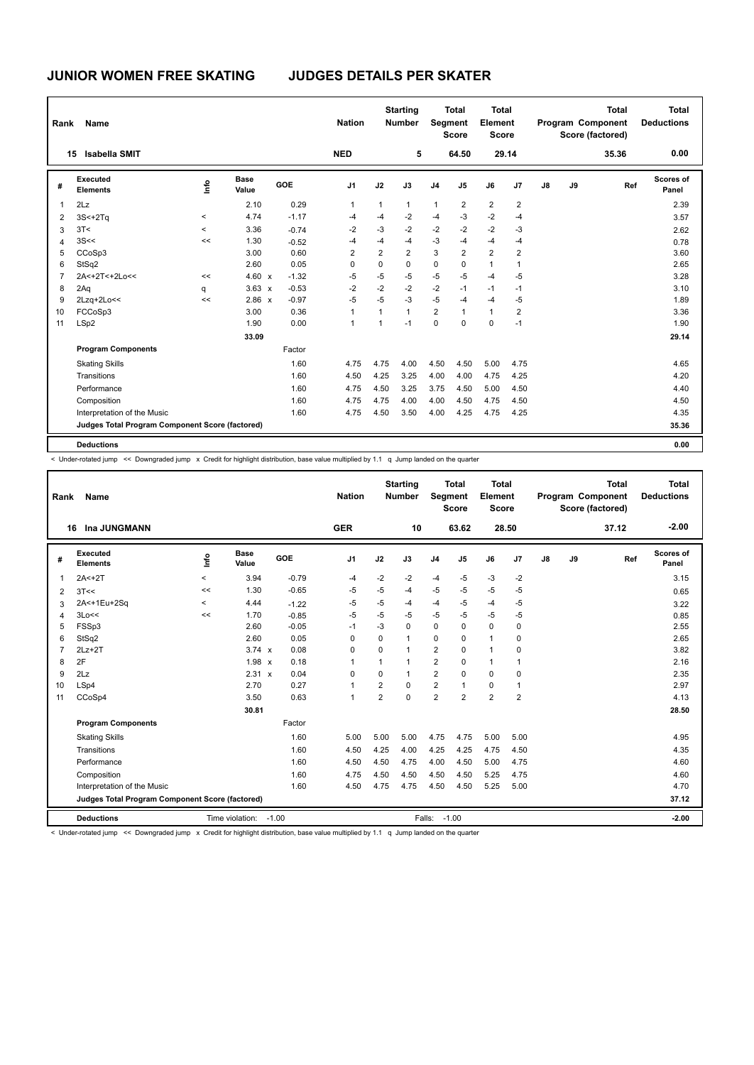# JUNIOR WOMEN FREE SKATING

## JUDGES DETAILS PER SKATER

| Rank | Name | Nation | Starting Number | Total Segment Score | Total Element Score | Total Program Component Score (factored) | Total Deductions |
|---|---|---|---|---|---|---|---|
| 15 | Isabella SMIT | NED | 5 | 64.50 | 29.14 | 35.36 | 0.00 |

| # | Executed Elements | Info | Base Value | | GOE | J1 | J2 | J3 | J4 | J5 | J6 | J7 | J8 | J9 | Ref | Scores of Panel |
|---|---|---|---|---|---|---|---|---|---|---|---|---|---|---|---|---|
| 1 | 2Lz | | 2.10 | | 0.29 | 1 | 1 | 1 | 1 | 2 | 2 | 2 | | | | 2.39 |
| 2 | 3S<+2Tq | < | 4.74 | | -1.17 | -4 | -4 | -2 | -4 | -3 | -2 | -4 | | | | 3.57 |
| 3 | 3T< | < | 3.36 | | -0.74 | -2 | -3 | -2 | -2 | -2 | -2 | -3 | | | | 2.62 |
| 4 | 3S<< | << | 1.30 | | -0.52 | -4 | -4 | -4 | -3 | -4 | -4 | -4 | | | | 0.78 |
| 5 | CCoSp3 | | 3.00 | | 0.60 | 2 | 2 | 2 | 3 | 2 | 2 | 2 | | | | 3.60 |
| 6 | StSq2 | | 2.60 | | 0.05 | 0 | 0 | 0 | 0 | 0 | 1 | 1 | | | | 2.65 |
| 7 | 2A<+2T<+2Lo<< | << | 4.60 | x | -1.32 | -5 | -5 | -5 | -5 | -5 | -4 | -5 | | | | 3.28 |
| 8 | 2Aq | q | 3.63 | x | -0.53 | -2 | -2 | -2 | -2 | -1 | -1 | -1 | | | | 3.10 |
| 9 | 2Lzq+2Lo<< | << | 2.86 | x | -0.97 | -5 | -5 | -3 | -5 | -4 | -4 | -5 | | | | 1.89 |
| 10 | FCCoSp3 | | 3.00 | | 0.36 | 1 | 1 | 1 | 2 | 1 | 1 | 2 | | | | 3.36 |
| 11 | LSp2 | | 1.90 | | 0.00 | 1 | 1 | -1 | 0 | 0 | 0 | -1 | | | | 1.90 |
| | | | 33.09 | | | | | | | | | | | | | 29.14 |
| | **Program Components** | | | | Factor | | | | | | | | | | | |
| | Skating Skills | | | | 1.60 | 4.75 | 4.75 | 4.00 | 4.50 | 4.50 | 5.00 | 4.75 | | | | 4.65 |
| | Transitions | | | | 1.60 | 4.50 | 4.25 | 3.25 | 4.00 | 4.00 | 4.75 | 4.25 | | | | 4.20 |
| | Performance | | | | 1.60 | 4.75 | 4.50 | 3.25 | 3.75 | 4.50 | 5.00 | 4.50 | | | | 4.40 |
| | Composition | | | | 1.60 | 4.75 | 4.75 | 4.00 | 4.00 | 4.50 | 4.75 | 4.50 | | | | 4.50 |
| | Interpretation of the Music | | | | 1.60 | 4.75 | 4.50 | 3.50 | 4.00 | 4.25 | 4.75 | 4.25 | | | | 4.35 |
| | **Judges Total Program Component Score (factored)** | | | | | | | | | | | | | | | 35.36 |
| | **Deductions** | | | | | | | | | | | | | | | 0.00 |

< Under-rotated jump << Downgraded jump x Credit for highlight distribution, base value multiplied by 1.1 q Jump landed on the quarter

| Rank | Name | Nation | Starting Number | Total Segment Score | Total Element Score | Total Program Component Score (factored) | Total Deductions |
|---|---|---|---|---|---|---|---|
| 16 | Ina JUNGMANN | GER | 10 | 63.62 | 28.50 | 37.12 | -2.00 |

| # | Executed Elements | Info | Base Value | | GOE | J1 | J2 | J3 | J4 | J5 | J6 | J7 | J8 | J9 | Ref | Scores of Panel |
|---|---|---|---|---|---|---|---|---|---|---|---|---|---|---|---|---|
| 1 | 2A<+2T | < | 3.94 | | -0.79 | -4 | -2 | -2 | -4 | -5 | -3 | -2 | | | | 3.15 |
| 2 | 3T<< | << | 1.30 | | -0.65 | -5 | -5 | -4 | -5 | -5 | -5 | -5 | | | | 0.65 |
| 3 | 2A<+1Eu+2Sq | < | 4.44 | | -1.22 | -5 | -5 | -4 | -4 | -5 | -4 | -5 | | | | 3.22 |
| 4 | 3Lo<< | << | 1.70 | | -0.85 | -5 | -5 | -5 | -5 | -5 | -5 | -5 | | | | 0.85 |
| 5 | FSSp3 | | 2.60 | | -0.05 | -1 | -3 | 0 | 0 | 0 | 0 | 0 | | | | 2.55 |
| 6 | StSq2 | | 2.60 | | 0.05 | 0 | 0 | 1 | 0 | 0 | 1 | 0 | | | | 2.65 |
| 7 | 2Lz+2T | | 3.74 | x | 0.08 | 0 | 0 | 1 | 2 | 0 | 1 | 0 | | | | 3.82 |
| 8 | 2F | | 1.98 | x | 0.18 | 1 | 1 | 1 | 2 | 0 | 1 | 1 | | | | 2.16 |
| 9 | 2Lz | | 2.31 | x | 0.04 | 0 | 0 | 1 | 2 | 0 | 0 | 0 | | | | 2.35 |
| 10 | LSp4 | | 2.70 | | 0.27 | 1 | 2 | 0 | 2 | 1 | 0 | 1 | | | | 2.97 |
| 11 | CCoSp4 | | 3.50 | | 0.63 | 1 | 2 | 0 | 2 | 2 | 2 | 2 | | | | 4.13 |
| | | | 30.81 | | | | | | | | | | | | | 28.50 |
| | **Program Components** | | | | Factor | | | | | | | | | | | |
| | Skating Skills | | | | 1.60 | 5.00 | 5.00 | 5.00 | 4.75 | 4.75 | 5.00 | 5.00 | | | | 4.95 |
| | Transitions | | | | 1.60 | 4.50 | 4.25 | 4.00 | 4.25 | 4.25 | 4.75 | 4.50 | | | | 4.35 |
| | Performance | | | | 1.60 | 4.50 | 4.50 | 4.75 | 4.00 | 4.50 | 5.00 | 4.75 | | | | 4.60 |
| | Composition | | | | 1.60 | 4.75 | 4.50 | 4.50 | 4.50 | 4.50 | 5.25 | 4.75 | | | | 4.60 |
| | Interpretation of the Music | | | | 1.60 | 4.50 | 4.75 | 4.75 | 4.50 | 4.50 | 5.25 | 5.00 | | | | 4.70 |
| | **Judges Total Program Component Score (factored)** | | | | | | | | | | | | | | | 37.12 |
| | **Deductions** | Time violation: -1.00 | | | | | | | Falls: -1.00 | | | | | | | -2.00 |

< Under-rotated jump << Downgraded jump x Credit for highlight distribution, base value multiplied by 1.1 q Jump landed on the quarter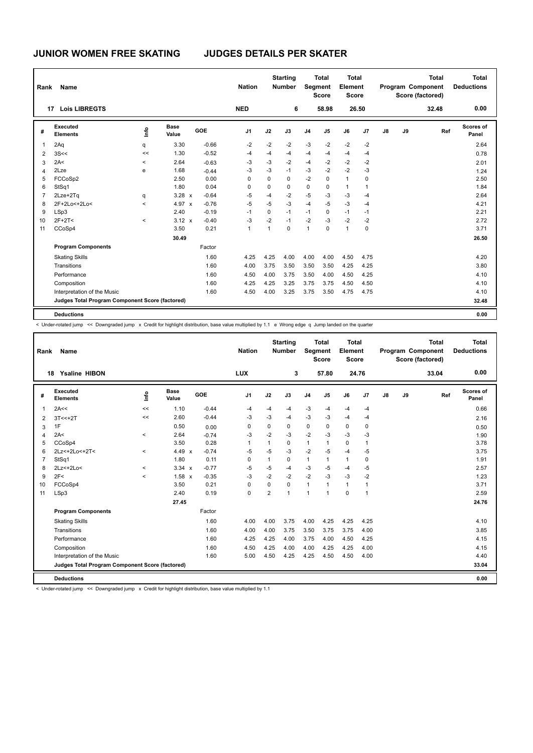# JUNIOR WOMEN FREE SKATING — JUDGES DETAILS PER SKATER

| Rank | Name | Nation | Starting Number | Total Segment Score | Total Element Score | Total Program Component Score (factored) | Total Deductions |
|---|---|---|---|---|---|---|---|
| 17 | Lois LIBREGTS | NED | 6 | 58.98 | 26.50 | 32.48 | 0.00 |

| # | Executed Elements | Info | Base Value | | GOE | J1 | J2 | J3 | J4 | J5 | J6 | J7 | J8 | J9 | Ref | Scores of Panel |
|---|---|---|---|---|---|---|---|---|---|---|---|---|---|---|---|---|
| 1 | 2Aq | q | 3.30 | | -0.66 | -2 | -2 | -2 | -3 | -2 | -2 | -2 | | | | 2.64 |
| 2 | 3S<< | << | 1.30 | | -0.52 | -4 | -4 | -4 | -4 | -4 | -4 | -4 | | | | 0.78 |
| 3 | 2A< | < | 2.64 | | -0.63 | -3 | -3 | -2 | -4 | -2 | -2 | -2 | | | | 2.01 |
| 4 | 2Lze | e | 1.68 | | -0.44 | -3 | -3 | -1 | -3 | -2 | -2 | -3 | | | | 1.24 |
| 5 | FCCoSp2 | | 2.50 | | 0.00 | 0 | 0 | 0 | -2 | 0 | 1 | 0 | | | | 2.50 |
| 6 | StSq1 | | 1.80 | | 0.04 | 0 | 0 | 0 | 0 | 0 | 1 | 1 | | | | 1.84 |
| 7 | 2Lze+2Tq | q | 3.28 | x | -0.64 | -5 | -4 | -2 | -5 | -3 | -3 | -4 | | | | 2.64 |
| 8 | 2F+2Lo<+2Lo< | < | 4.97 | x | -0.76 | -5 | -5 | -3 | -4 | -5 | -3 | -4 | | | | 4.21 |
| 9 | LSp3 | | 2.40 | | -0.19 | -1 | 0 | -1 | -1 | 0 | -1 | -1 | | | | 2.21 |
| 10 | 2F+2T< | < | 3.12 | x | -0.40 | -3 | -2 | -1 | -2 | -3 | -2 | -2 | | | | 2.72 |
| 11 | CCoSp4 | | 3.50 | | 0.21 | 1 | 1 | 0 | 1 | 0 | 1 | 0 | | | | 3.71 |
| | | | 30.49 | | | | | | | | | | | | | 26.50 |
| | **Program Components** | | | | Factor | | | | | | | | | | | |
| | Skating Skills | | | | 1.60 | 4.25 | 4.25 | 4.00 | 4.00 | 4.00 | 4.50 | 4.75 | | | | 4.20 |
| | Transitions | | | | 1.60 | 4.00 | 3.75 | 3.50 | 3.50 | 3.50 | 4.25 | 4.25 | | | | 3.80 |
| | Performance | | | | 1.60 | 4.50 | 4.00 | 3.75 | 3.50 | 4.00 | 4.50 | 4.25 | | | | 4.10 |
| | Composition | | | | 1.60 | 4.25 | 4.25 | 3.25 | 3.75 | 3.75 | 4.50 | 4.50 | | | | 4.10 |
| | Interpretation of the Music | | | | 1.60 | 4.50 | 4.00 | 3.25 | 3.75 | 3.50 | 4.75 | 4.75 | | | | 4.10 |
| | **Judges Total Program Component Score (factored)** | | | | | | | | | | | | | | | 32.48 |
| | **Deductions** | | | | | | | | | | | | | | | 0.00 |

< Under-rotated jump << Downgraded jump x Credit for highlight distribution, base value multiplied by 1.1 e Wrong edge q Jump landed on the quarter

| Rank | Name | Nation | Starting Number | Total Segment Score | Total Element Score | Total Program Component Score (factored) | Total Deductions |
|---|---|---|---|---|---|---|---|
| 18 | Ysaline HIBON | LUX | 3 | 57.80 | 24.76 | 33.04 | 0.00 |

| # | Executed Elements | Info | Base Value | | GOE | J1 | J2 | J3 | J4 | J5 | J6 | J7 | J8 | J9 | Ref | Scores of Panel |
|---|---|---|---|---|---|---|---|---|---|---|---|---|---|---|---|---|
| 1 | 2A<< | << | 1.10 | | -0.44 | -4 | -4 | -4 | -3 | -4 | -4 | -4 | | | | 0.66 |
| 2 | 3T<<+2T | << | 2.60 | | -0.44 | -3 | -3 | -4 | -3 | -3 | -4 | -4 | | | | 2.16 |
| 3 | 1F | | 0.50 | | 0.00 | 0 | 0 | 0 | 0 | 0 | 0 | 0 | | | | 0.50 |
| 4 | 2A< | < | 2.64 | | -0.74 | -3 | -2 | -3 | -2 | -3 | -3 | -3 | | | | 1.90 |
| 5 | CCoSp4 | | 3.50 | | 0.28 | 1 | 1 | 0 | 1 | 1 | 0 | 1 | | | | 3.78 |
| 6 | 2Lz<+2Lo<+2T< | < | 4.49 | x | -0.74 | -5 | -5 | -3 | -2 | -5 | -4 | -5 | | | | 3.75 |
| 7 | StSq1 | | 1.80 | | 0.11 | 0 | 1 | 0 | 1 | 1 | 1 | 0 | | | | 1.91 |
| 8 | 2Lz<+2Lo< | < | 3.34 | x | -0.77 | -5 | -5 | -4 | -3 | -5 | -4 | -5 | | | | 2.57 |
| 9 | 2F< | < | 1.58 | x | -0.35 | -3 | -2 | -2 | -2 | -3 | -3 | -2 | | | | 1.23 |
| 10 | FCCoSp4 | | 3.50 | | 0.21 | 0 | 0 | 0 | 1 | 1 | 1 | 1 | | | | 3.71 |
| 11 | LSp3 | | 2.40 | | 0.19 | 0 | 2 | 1 | 1 | 1 | 0 | 1 | | | | 2.59 |
| | | | 27.45 | | | | | | | | | | | | | 24.76 |
| | **Program Components** | | | | Factor | | | | | | | | | | | |
| | Skating Skills | | | | 1.60 | 4.00 | 4.00 | 3.75 | 4.00 | 4.25 | 4.25 | 4.25 | | | | 4.10 |
| | Transitions | | | | 1.60 | 4.00 | 4.00 | 3.75 | 3.50 | 3.75 | 3.75 | 4.00 | | | | 3.85 |
| | Performance | | | | 1.60 | 4.25 | 4.25 | 4.00 | 3.75 | 4.00 | 4.50 | 4.25 | | | | 4.15 |
| | Composition | | | | 1.60 | 4.50 | 4.25 | 4.00 | 4.00 | 4.25 | 4.25 | 4.00 | | | | 4.15 |
| | Interpretation of the Music | | | | 1.60 | 5.00 | 4.50 | 4.25 | 4.25 | 4.50 | 4.50 | 4.00 | | | | 4.40 |
| | **Judges Total Program Component Score (factored)** | | | | | | | | | | | | | | | 33.04 |
| | **Deductions** | | | | | | | | | | | | | | | 0.00 |

< Under-rotated jump << Downgraded jump x Credit for highlight distribution, base value multiplied by 1.1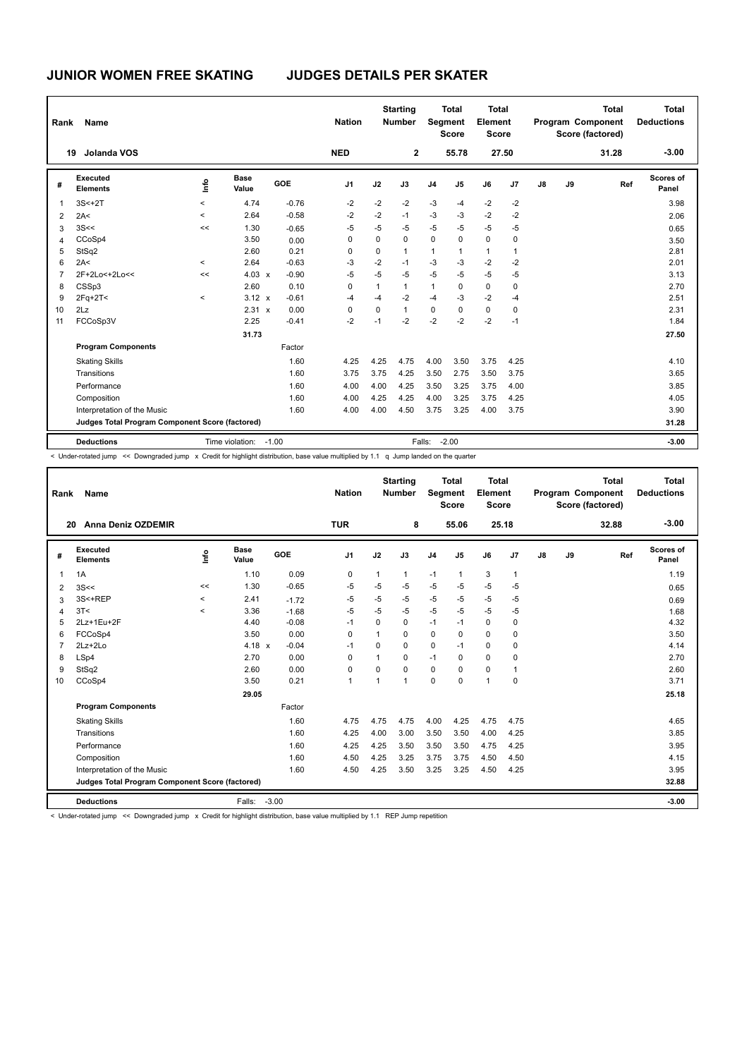# JUNIOR WOMEN FREE SKATING

## JUDGES DETAILS PER SKATER

| Rank | Name | Nation | Starting Number | Total Segment Score | Total Element Score | Total Program Component Score (factored) | Total Deductions |
|---|---|---|---|---|---|---|---|
| 19 | Jolanda VOS | NED | 2 | 55.78 | 27.50 | 31.28 | -3.00 |

| # | Executed Elements | Info | Base Value | | GOE | J1 | J2 | J3 | J4 | J5 | J6 | J7 | J8 | J9 | Ref | Scores of Panel |
|---|---|---|---|---|---|---|---|---|---|---|---|---|---|---|---|---|
| 1 | 3S<+2T | < | 4.74 | | -0.76 | -2 | -2 | -2 | -3 | -4 | -2 | -2 | | | | 3.98 |
| 2 | 2A< | < | 2.64 | | -0.58 | -2 | -2 | -1 | -3 | -3 | -2 | -2 | | | | 2.06 |
| 3 | 3S<< | << | 1.30 | | -0.65 | -5 | -5 | -5 | -5 | -5 | -5 | -5 | | | | 0.65 |
| 4 | CCoSp4 | | 3.50 | | 0.00 | 0 | 0 | 0 | 0 | 0 | 0 | 0 | | | | 3.50 |
| 5 | StSq2 | | 2.60 | | 0.21 | 0 | 0 | 1 | 1 | 1 | 1 | 1 | | | | 2.81 |
| 6 | 2A< | < | 2.64 | | -0.63 | -3 | -2 | -1 | -3 | -3 | -2 | -2 | | | | 2.01 |
| 7 | 2F+2Lo<+2Lo<< | << | 4.03 | x | -0.90 | -5 | -5 | -5 | -5 | -5 | -5 | -5 | | | | 3.13 |
| 8 | CSSp3 | | 2.60 | | 0.10 | 0 | 1 | 1 | 1 | 0 | 0 | 0 | | | | 2.70 |
| 9 | 2Fq+2T< | < | 3.12 | x | -0.61 | -4 | -4 | -2 | -4 | -3 | -2 | -4 | | | | 2.51 |
| 10 | 2Lz | | 2.31 | x | 0.00 | 0 | 0 | 1 | 0 | 0 | 0 | 0 | | | | 2.31 |
| 11 | FCCoSp3V | | 2.25 | | -0.41 | -2 | -1 | -2 | -2 | -2 | -2 | -1 | | | | 1.84 |
| | | | 31.73 | | | | | | | | | | | | | 27.50 |
| | **Program Components** | | | | Factor | | | | | | | | | | | |
| | Skating Skills | | | | 1.60 | 4.25 | 4.25 | 4.75 | 4.00 | 3.50 | 3.75 | 4.25 | | | | 4.10 |
| | Transitions | | | | 1.60 | 3.75 | 3.75 | 4.25 | 3.50 | 2.75 | 3.50 | 3.75 | | | | 3.65 |
| | Performance | | | | 1.60 | 4.00 | 4.00 | 4.25 | 3.50 | 3.25 | 3.75 | 4.00 | | | | 3.85 |
| | Composition | | | | 1.60 | 4.00 | 4.25 | 4.25 | 4.00 | 3.25 | 3.75 | 4.25 | | | | 4.05 |
| | Interpretation of the Music | | | | 1.60 | 4.00 | 4.00 | 4.50 | 3.75 | 3.25 | 4.00 | 3.75 | | | | 3.90 |
| | **Judges Total Program Component Score (factored)** | | | | | | | | | | | | | | | 31.28 |
| | **Deductions** | | Time violation: | -1.00 | | | | | Falls: | -2.00 | | | | | | -3.00 |

< Under-rotated jump << Downgraded jump x Credit for highlight distribution, base value multiplied by 1.1 q Jump landed on the quarter

| Rank | Name | Nation | Starting Number | Total Segment Score | Total Element Score | Total Program Component Score (factored) | Total Deductions |
|---|---|---|---|---|---|---|---|
| 20 | Anna Deniz OZDEMIR | TUR | 8 | 55.06 | 25.18 | 32.88 | -3.00 |

| # | Executed Elements | Info | Base Value | | GOE | J1 | J2 | J3 | J4 | J5 | J6 | J7 | J8 | J9 | Ref | Scores of Panel |
|---|---|---|---|---|---|---|---|---|---|---|---|---|---|---|---|---|
| 1 | 1A | | 1.10 | | 0.09 | 0 | 1 | 1 | -1 | 1 | 3 | 1 | | | | 1.19 |
| 2 | 3S<< | << | 1.30 | | -0.65 | -5 | -5 | -5 | -5 | -5 | -5 | -5 | | | | 0.65 |
| 3 | 3S<+REP | < | 2.41 | | -1.72 | -5 | -5 | -5 | -5 | -5 | -5 | -5 | | | | 0.69 |
| 4 | 3T< | < | 3.36 | | -1.68 | -5 | -5 | -5 | -5 | -5 | -5 | -5 | | | | 1.68 |
| 5 | 2Lz+1Eu+2F | | 4.40 | | -0.08 | -1 | 0 | 0 | -1 | -1 | 0 | 0 | | | | 4.32 |
| 6 | FCCoSp4 | | 3.50 | | 0.00 | 0 | 1 | 0 | 0 | 0 | 0 | 0 | | | | 3.50 |
| 7 | 2Lz+2Lo | | 4.18 | x | -0.04 | -1 | 0 | 0 | 0 | -1 | 0 | 0 | | | | 4.14 |
| 8 | LSp4 | | 2.70 | | 0.00 | 0 | 1 | 0 | -1 | 0 | 0 | 0 | | | | 2.70 |
| 9 | StSq2 | | 2.60 | | 0.00 | 0 | 0 | 0 | 0 | 0 | 0 | 1 | | | | 2.60 |
| 10 | CCoSp4 | | 3.50 | | 0.21 | 1 | 1 | 1 | 0 | 0 | 1 | 0 | | | | 3.71 |
| | | | 29.05 | | | | | | | | | | | | | 25.18 |
| | **Program Components** | | | | Factor | | | | | | | | | | | |
| | Skating Skills | | | | 1.60 | 4.75 | 4.75 | 4.75 | 4.00 | 4.25 | 4.75 | 4.75 | | | | 4.65 |
| | Transitions | | | | 1.60 | 4.25 | 4.00 | 3.00 | 3.50 | 3.50 | 4.00 | 4.25 | | | | 3.85 |
| | Performance | | | | 1.60 | 4.25 | 4.25 | 3.50 | 3.50 | 3.50 | 4.75 | 4.25 | | | | 3.95 |
| | Composition | | | | 1.60 | 4.50 | 4.25 | 3.25 | 3.75 | 3.75 | 4.50 | 4.50 | | | | 4.15 |
| | Interpretation of the Music | | | | 1.60 | 4.50 | 4.25 | 3.50 | 3.25 | 3.25 | 4.50 | 4.25 | | | | 3.95 |
| | **Judges Total Program Component Score (factored)** | | | | | | | | | | | | | | | 32.88 |
| | **Deductions** | | Falls: | -3.00 | | | | | | | | | | | | -3.00 |

< Under-rotated jump << Downgraded jump x Credit for highlight distribution, base value multiplied by 1.1 REP Jump repetition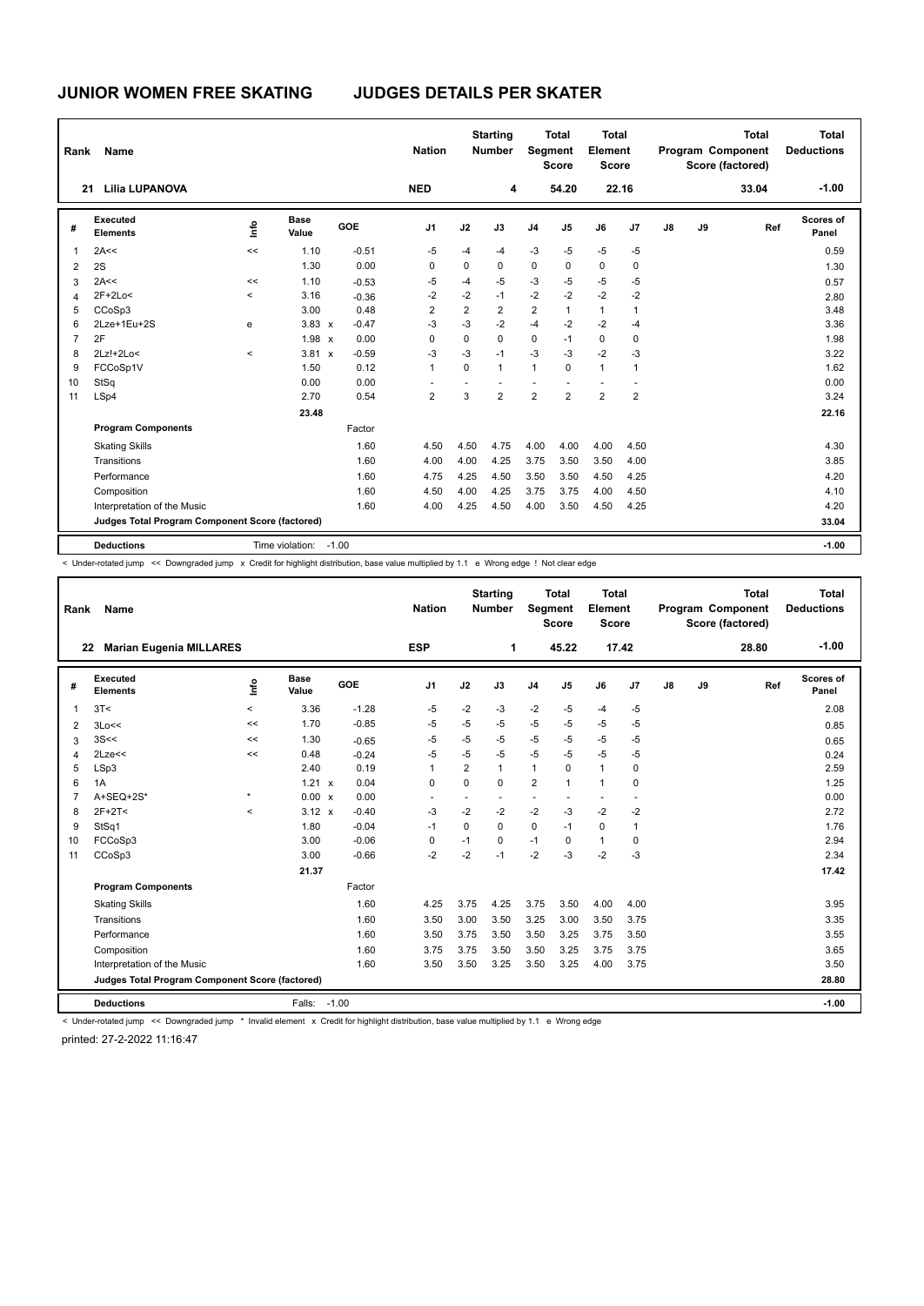# JUNIOR WOMEN FREE SKATING    JUDGES DETAILS PER SKATER

| Rank | Name | Nation | Starting Number | Total Segment Score | Total Element Score | Total Program Component Score (factored) | Total Deductions |
|---|---|---|---|---|---|---|---|
| 21 | Lilia LUPANOVA | NED | 4 | 54.20 | 22.16 | 33.04 | -1.00 |

| # | Executed Elements | Info | Base Value | | GOE | J1 | J2 | J3 | J4 | J5 | J6 | J7 | J8 | J9 | Ref | Scores of Panel |
|---|---|---|---|---|---|---|---|---|---|---|---|---|---|---|---|---|
| 1 | 2A<< | << | 1.10 | | -0.51 | -5 | -4 | -4 | -3 | -5 | -5 | -5 | | | | 0.59 |
| 2 | 2S | | 1.30 | | 0.00 | 0 | 0 | 0 | 0 | 0 | 0 | 0 | | | | 1.30 |
| 3 | 2A<< | << | 1.10 | | -0.53 | -5 | -4 | -5 | -3 | -5 | -5 | -5 | | | | 0.57 |
| 4 | 2F+2Lo< | < | 3.16 | | -0.36 | -2 | -2 | -1 | -2 | -2 | -2 | -2 | | | | 2.80 |
| 5 | CCoSp3 | | 3.00 | | 0.48 | 2 | 2 | 2 | 2 | 1 | 1 | 1 | | | | 3.48 |
| 6 | 2Lze+1Eu+2S | e | 3.83 | x | -0.47 | -3 | -3 | -2 | -4 | -2 | -2 | -4 | | | | 3.36 |
| 7 | 2F | | 1.98 | x | 0.00 | 0 | 0 | 0 | 0 | -1 | 0 | 0 | | | | 1.98 |
| 8 | 2Lz!+2Lo< | < | 3.81 | x | -0.59 | -3 | -3 | -1 | -3 | -3 | -2 | -3 | | | | 3.22 |
| 9 | FCCoSp1V | | 1.50 | | 0.12 | 1 | 0 | 1 | 1 | 0 | 1 | 1 | | | | 1.62 |
| 10 | StSq | | 0.00 | | 0.00 | - | - | - | - | - | - | - | | | | 0.00 |
| 11 | LSp4 | | 2.70 | | 0.54 | 2 | 3 | 2 | 2 | 2 | 2 | 2 | | | | 3.24 |
| | | | 23.48 | | | | | | | | | | | | | 22.16 |
| | **Program Components** | | | | Factor | | | | | | | | | | | |
| | Skating Skills | | | | 1.60 | 4.50 | 4.50 | 4.75 | 4.00 | 4.00 | 4.00 | 4.50 | | | | 4.30 |
| | Transitions | | | | 1.60 | 4.00 | 4.00 | 4.25 | 3.75 | 3.50 | 3.50 | 4.00 | | | | 3.85 |
| | Performance | | | | 1.60 | 4.75 | 4.25 | 4.50 | 3.50 | 3.50 | 4.50 | 4.25 | | | | 4.20 |
| | Composition | | | | 1.60 | 4.50 | 4.00 | 4.25 | 3.75 | 3.75 | 4.00 | 4.50 | | | | 4.10 |
| | Interpretation of the Music | | | | 1.60 | 4.00 | 4.25 | 4.50 | 4.00 | 3.50 | 4.50 | 4.25 | | | | 4.20 |
| | **Judges Total Program Component Score (factored)** | | | | | | | | | | | | | | | 33.04 |
| | **Deductions** | | Time violation: | | -1.00 | | | | | | | | | | | -1.00 |

< Under-rotated jump << Downgraded jump x Credit for highlight distribution, base value multiplied by 1.1 e Wrong edge ! Not clear edge

| Rank | Name | Nation | Starting Number | Total Segment Score | Total Element Score | Total Program Component Score (factored) | Total Deductions |
|---|---|---|---|---|---|---|---|
| 22 | Marian Eugenia MILLARES | ESP | 1 | 45.22 | 17.42 | 28.80 | -1.00 |

| # | Executed Elements | Info | Base Value | | GOE | J1 | J2 | J3 | J4 | J5 | J6 | J7 | J8 | J9 | Ref | Scores of Panel |
|---|---|---|---|---|---|---|---|---|---|---|---|---|---|---|---|---|
| 1 | 3T< | < | 3.36 | | -1.28 | -5 | -2 | -3 | -2 | -5 | -4 | -5 | | | | 2.08 |
| 2 | 3Lo<< | << | 1.70 | | -0.85 | -5 | -5 | -5 | -5 | -5 | -5 | -5 | | | | 0.85 |
| 3 | 3S<< | << | 1.30 | | -0.65 | -5 | -5 | -5 | -5 | -5 | -5 | -5 | | | | 0.65 |
| 4 | 2Lze<< | << | 0.48 | | -0.24 | -5 | -5 | -5 | -5 | -5 | -5 | -5 | | | | 0.24 |
| 5 | LSp3 | | 2.40 | | 0.19 | 1 | 2 | 1 | 1 | 0 | 1 | 0 | | | | 2.59 |
| 6 | 1A | | 1.21 | x | 0.04 | 0 | 0 | 0 | 2 | 1 | 1 | 0 | | | | 1.25 |
| 7 | A+SEQ+2S* | * | 0.00 | x | 0.00 | - | - | - | - | - | - | - | | | | 0.00 |
| 8 | 2F+2T< | < | 3.12 | x | -0.40 | -3 | -2 | -2 | -2 | -3 | -2 | -2 | | | | 2.72 |
| 9 | StSq1 | | 1.80 | | -0.04 | -1 | 0 | 0 | 0 | -1 | 0 | 1 | | | | 1.76 |
| 10 | FCCoSp3 | | 3.00 | | -0.06 | 0 | -1 | 0 | -1 | 0 | 1 | 0 | | | | 2.94 |
| 11 | CCoSp3 | | 3.00 | | -0.66 | -2 | -2 | -1 | -2 | -3 | -2 | -3 | | | | 2.34 |
| | | | 21.37 | | | | | | | | | | | | | 17.42 |
| | **Program Components** | | | | Factor | | | | | | | | | | | |
| | Skating Skills | | | | 1.60 | 4.25 | 3.75 | 4.25 | 3.75 | 3.50 | 4.00 | 4.00 | | | | 3.95 |
| | Transitions | | | | 1.60 | 3.50 | 3.00 | 3.50 | 3.25 | 3.00 | 3.50 | 3.75 | | | | 3.35 |
| | Performance | | | | 1.60 | 3.50 | 3.75 | 3.50 | 3.50 | 3.25 | 3.75 | 3.50 | | | | 3.55 |
| | Composition | | | | 1.60 | 3.75 | 3.75 | 3.50 | 3.50 | 3.25 | 3.75 | 3.75 | | | | 3.65 |
| | Interpretation of the Music | | | | 1.60 | 3.50 | 3.50 | 3.25 | 3.50 | 3.25 | 4.00 | 3.75 | | | | 3.50 |
| | **Judges Total Program Component Score (factored)** | | | | | | | | | | | | | | | 28.80 |
| | **Deductions** | | Falls: | | -1.00 | | | | | | | | | | | -1.00 |

< Under-rotated jump << Downgraded jump * Invalid element x Credit for highlight distribution, base value multiplied by 1.1 e Wrong edge

printed: 27-2-2022 11:16:47